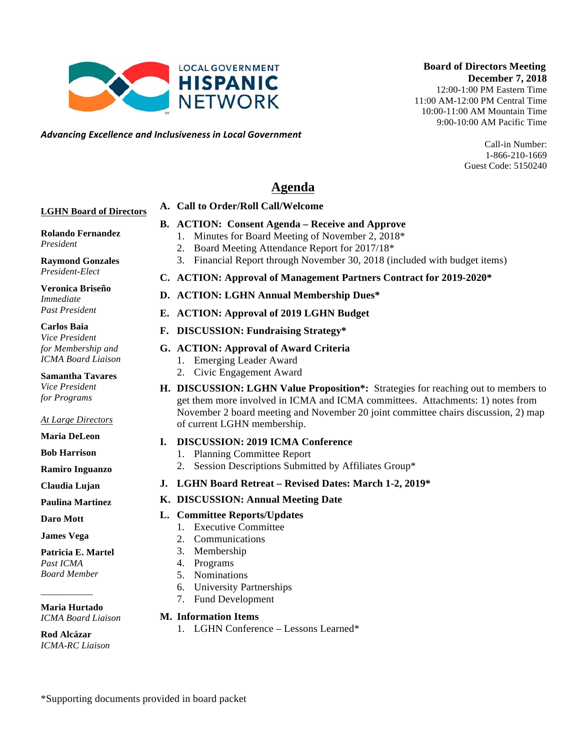LOCAL GOVERNMENT **HISPANIC** NETWORK

***Advancing Excellence and Inclusiveness in Local Government***

**Board of Directors Meeting**
**December 7, 2018**
12:00-1:00 PM Eastern Time
11:00 AM-12:00 PM Central Time
10:00-11:00 AM Mountain Time
9:00-10:00 AM Pacific Time

Call-in Number:
1-866-210-1669
Guest Code: 5150240

# Agenda

**LGHN Board of Directors**

**Rolando Fernandez**
*President*

**Raymond Gonzales**
*President-Elect*

**Veronica Briseño**
*Immediate Past President*

**Carlos Baia**
*Vice President for Membership and ICMA Board Liaison*

**Samantha Tavares**
*Vice President for Programs*

*At Large Directors*

**Maria DeLeon**

**Bob Harrison**

**Ramiro Inguanzo**

**Claudia Lujan**

**Paulina Martinez**

**Daro Mott**

**James Vega**

**Patricia E. Martel**
*Past ICMA Board Member*

---

**Maria Hurtado**
*ICMA Board Liaison*

**Rod Alcázar**
*ICMA-RC Liaison*

**A. Call to Order/Roll Call/Welcome**

**B. ACTION: Consent Agenda – Receive and Approve**
1. Minutes for Board Meeting of November 2, 2018*
2. Board Meeting Attendance Report for 2017/18*
3. Financial Report through November 30, 2018 (included with budget items)

**C. ACTION: Approval of Management Partners Contract for 2019-2020***

**D. ACTION: LGHN Annual Membership Dues***

**E. ACTION: Approval of 2019 LGHN Budget**

**F. DISCUSSION: Fundraising Strategy***

**G. ACTION: Approval of Award Criteria**
1. Emerging Leader Award
2. Civic Engagement Award

**H. DISCUSSION: LGHN Value Proposition*:** Strategies for reaching out to members to get them more involved in ICMA and ICMA committees. Attachments: 1) notes from November 2 board meeting and November 20 joint committee chairs discussion, 2) map of current LGHN membership.

**I. DISCUSSION: 2019 ICMA Conference**
1. Planning Committee Report
2. Session Descriptions Submitted by Affiliates Group*

**J. LGHN Board Retreat – Revised Dates: March 1-2, 2019***

**K. DISCUSSION: Annual Meeting Date**

**L. Committee Reports/Updates**
1. Executive Committee
2. Communications
3. Membership
4. Programs
5. Nominations
6. University Partnerships
7. Fund Development

**M. Information Items**
1. LGHN Conference – Lessons Learned*

*Supporting documents provided in board packet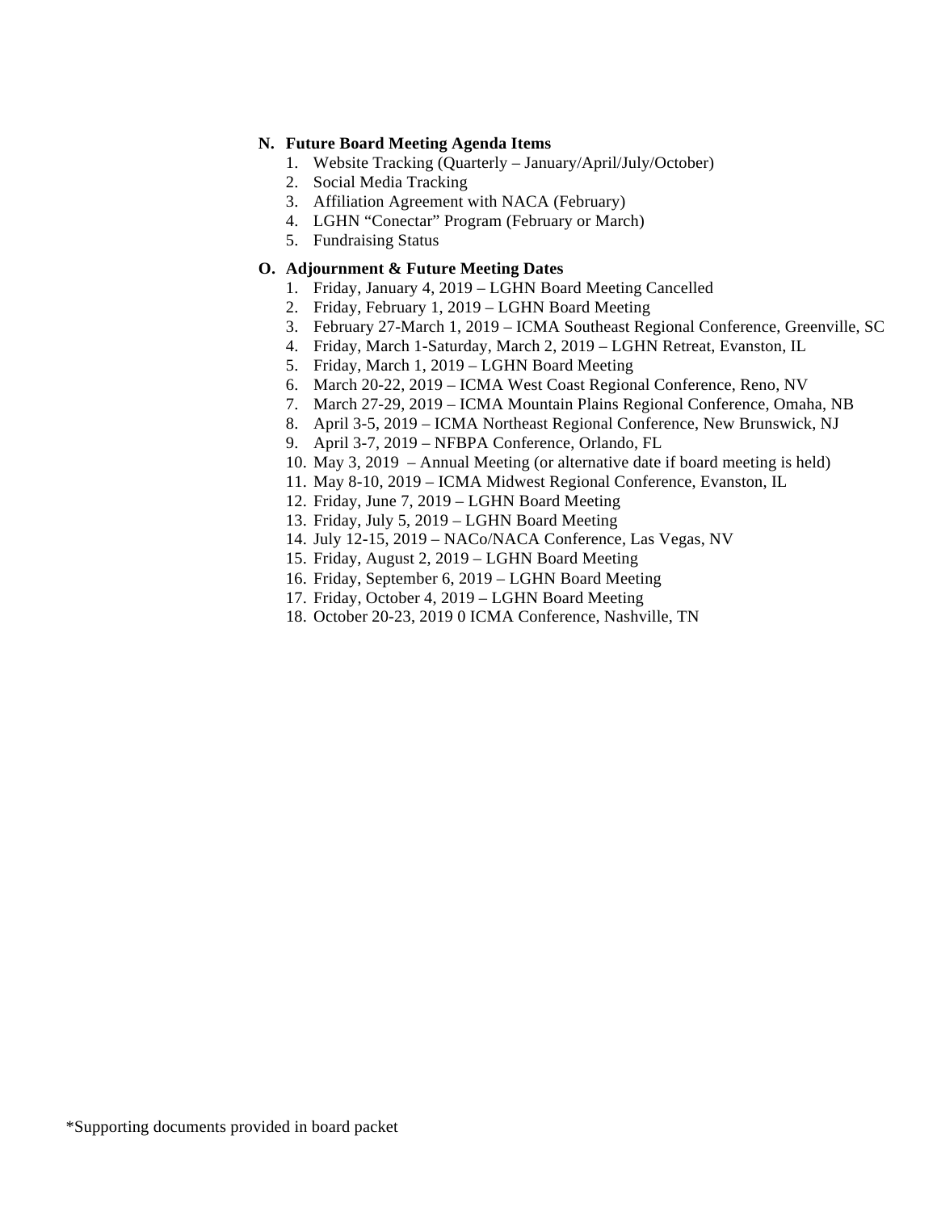**N. Future Board Meeting Agenda Items**

1. Website Tracking (Quarterly – January/April/July/October)
2. Social Media Tracking
3. Affiliation Agreement with NACA (February)
4. LGHN "Conectar" Program (February or March)
5. Fundraising Status

**O. Adjournment & Future Meeting Dates**

1. Friday, January 4, 2019 – LGHN Board Meeting Cancelled
2. Friday, February 1, 2019 – LGHN Board Meeting
3. February 27-March 1, 2019 – ICMA Southeast Regional Conference, Greenville, SC
4. Friday, March 1-Saturday, March 2, 2019 – LGHN Retreat, Evanston, IL
5. Friday, March 1, 2019 – LGHN Board Meeting
6. March 20-22, 2019 – ICMA West Coast Regional Conference, Reno, NV
7. March 27-29, 2019 – ICMA Mountain Plains Regional Conference, Omaha, NB
8. April 3-5, 2019 – ICMA Northeast Regional Conference, New Brunswick, NJ
9. April 3-7, 2019 – NFBPA Conference, Orlando, FL
10. May 3, 2019 – Annual Meeting (or alternative date if board meeting is held)
11. May 8-10, 2019 – ICMA Midwest Regional Conference, Evanston, IL
12. Friday, June 7, 2019 – LGHN Board Meeting
13. Friday, July 5, 2019 – LGHN Board Meeting
14. July 12-15, 2019 – NACo/NACA Conference, Las Vegas, NV
15. Friday, August 2, 2019 – LGHN Board Meeting
16. Friday, September 6, 2019 – LGHN Board Meeting
17. Friday, October 4, 2019 – LGHN Board Meeting
18. October 20-23, 2019 0 ICMA Conference, Nashville, TN

*Supporting documents provided in board packet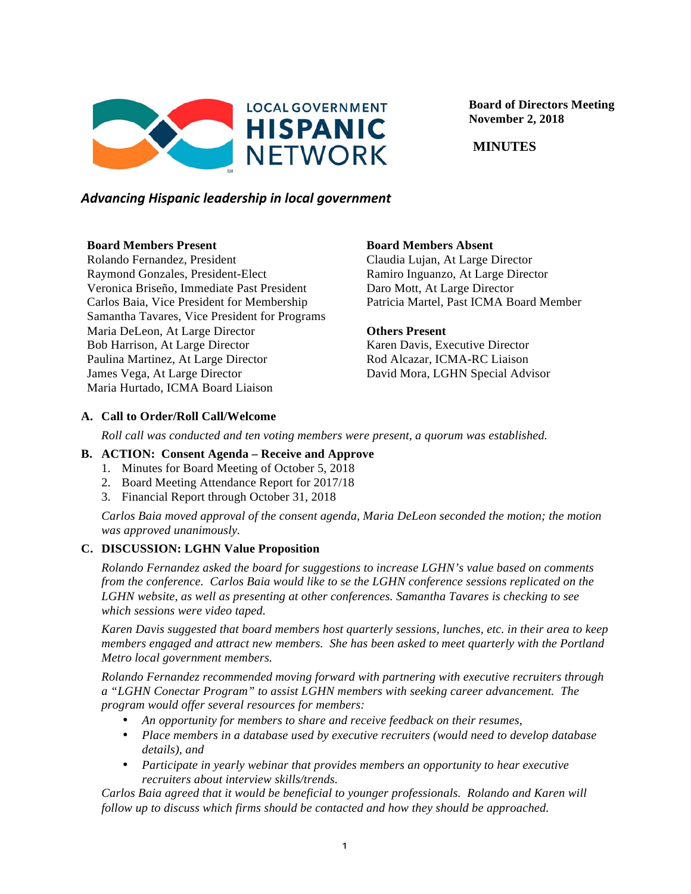LOCAL GOVERNMENT **HISPANIC** NETWORK

**Board of Directors Meeting**
**November 2, 2018**

**MINUTES**

***Advancing Hispanic leadership in local government***

**Board Members Present**
Rolando Fernandez, President
Raymond Gonzales, President-Elect
Veronica Briseño, Immediate Past President
Carlos Baia, Vice President for Membership
Samantha Tavares, Vice President for Programs
Maria DeLeon, At Large Director
Bob Harrison, At Large Director
Paulina Martinez, At Large Director
James Vega, At Large Director
Maria Hurtado, ICMA Board Liaison

**Board Members Absent**
Claudia Lujan, At Large Director
Ramiro Inguanzo, At Large Director
Daro Mott, At Large Director
Patricia Martel, Past ICMA Board Member

**Others Present**
Karen Davis, Executive Director
Rod Alcazar, ICMA-RC Liaison
David Mora, LGHN Special Advisor

**A. Call to Order/Roll Call/Welcome**

*Roll call was conducted and ten voting members were present, a quorum was established.*

**B. ACTION: Consent Agenda – Receive and Approve**

1. Minutes for Board Meeting of October 5, 2018
2. Board Meeting Attendance Report for 2017/18
3. Financial Report through October 31, 2018

*Carlos Baia moved approval of the consent agenda, Maria DeLeon seconded the motion; the motion was approved unanimously.*

**C. DISCUSSION: LGHN Value Proposition**

*Rolando Fernandez asked the board for suggestions to increase LGHN's value based on comments from the conference. Carlos Baia would like to se the LGHN conference sessions replicated on the LGHN website, as well as presenting at other conferences. Samantha Tavares is checking to see which sessions were video taped.*

*Karen Davis suggested that board members host quarterly sessions, lunches, etc. in their area to keep members engaged and attract new members. She has been asked to meet quarterly with the Portland Metro local government members.*

*Rolando Fernandez recommended moving forward with partnering with executive recruiters through a "LGHN Conectar Program" to assist LGHN members with seeking career advancement. The program would offer several resources for members:*

- *An opportunity for members to share and receive feedback on their resumes,*
- *Place members in a database used by executive recruiters (would need to develop database details), and*
- *Participate in yearly webinar that provides members an opportunity to hear executive recruiters about interview skills/trends.*

*Carlos Baia agreed that it would be beneficial to younger professionals. Rolando and Karen will follow up to discuss which firms should be contacted and how they should be approached.*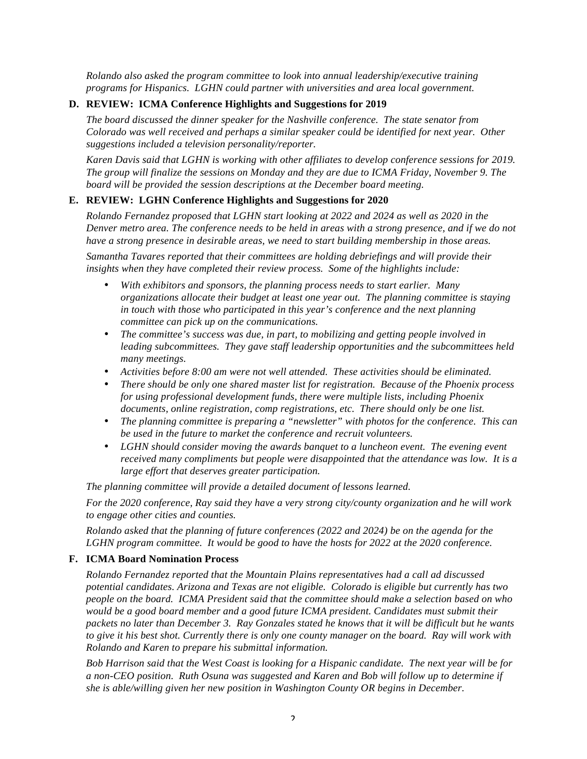*Rolando also asked the program committee to look into annual leadership/executive training programs for Hispanics. LGHN could partner with universities and area local government.*

**D. REVIEW: ICMA Conference Highlights and Suggestions for 2019**

*The board discussed the dinner speaker for the Nashville conference. The state senator from Colorado was well received and perhaps a similar speaker could be identified for next year. Other suggestions included a television personality/reporter.*

*Karen Davis said that LGHN is working with other affiliates to develop conference sessions for 2019. The group will finalize the sessions on Monday and they are due to ICMA Friday, November 9. The board will be provided the session descriptions at the December board meeting.*

**E. REVIEW: LGHN Conference Highlights and Suggestions for 2020**

*Rolando Fernandez proposed that LGHN start looking at 2022 and 2024 as well as 2020 in the Denver metro area. The conference needs to be held in areas with a strong presence, and if we do not have a strong presence in desirable areas, we need to start building membership in those areas.*

*Samantha Tavares reported that their committees are holding debriefings and will provide their insights when they have completed their review process. Some of the highlights include:*

- *With exhibitors and sponsors, the planning process needs to start earlier. Many organizations allocate their budget at least one year out. The planning committee is staying in touch with those who participated in this year's conference and the next planning committee can pick up on the communications.*
- *The committee's success was due, in part, to mobilizing and getting people involved in leading subcommittees. They gave staff leadership opportunities and the subcommittees held many meetings.*
- *Activities before 8:00 am were not well attended. These activities should be eliminated.*
- *There should be only one shared master list for registration. Because of the Phoenix process for using professional development funds, there were multiple lists, including Phoenix documents, online registration, comp registrations, etc. There should only be one list.*
- *The planning committee is preparing a "newsletter" with photos for the conference. This can be used in the future to market the conference and recruit volunteers.*
- *LGHN should consider moving the awards banquet to a luncheon event. The evening event received many compliments but people were disappointed that the attendance was low. It is a large effort that deserves greater participation.*

*The planning committee will provide a detailed document of lessons learned.*

*For the 2020 conference, Ray said they have a very strong city/county organization and he will work to engage other cities and counties.*

*Rolando asked that the planning of future conferences (2022 and 2024) be on the agenda for the LGHN program committee. It would be good to have the hosts for 2022 at the 2020 conference.*

**F. ICMA Board Nomination Process**

*Rolando Fernandez reported that the Mountain Plains representatives had a call ad discussed potential candidates. Arizona and Texas are not eligible. Colorado is eligible but currently has two people on the board. ICMA President said that the committee should make a selection based on who would be a good board member and a good future ICMA president. Candidates must submit their packets no later than December 3. Ray Gonzales stated he knows that it will be difficult but he wants to give it his best shot. Currently there is only one county manager on the board. Ray will work with Rolando and Karen to prepare his submittal information.*

*Bob Harrison said that the West Coast is looking for a Hispanic candidate. The next year will be for a non-CEO position. Ruth Osuna was suggested and Karen and Bob will follow up to determine if she is able/willing given her new position in Washington County OR begins in December.*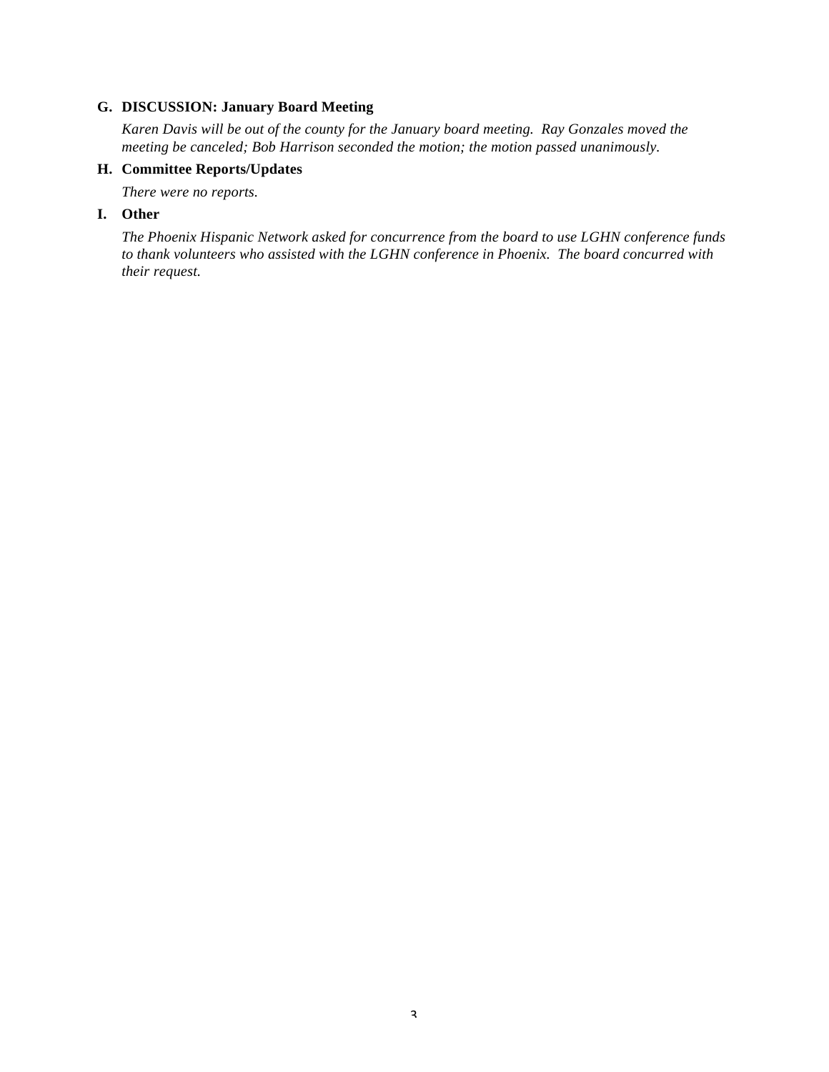**G. DISCUSSION: January Board Meeting**

*Karen Davis will be out of the county for the January board meeting. Ray Gonzales moved the meeting be canceled; Bob Harrison seconded the motion; the motion passed unanimously.*

**H. Committee Reports/Updates**

*There were no reports.*

**I. Other**

*The Phoenix Hispanic Network asked for concurrence from the board to use LGHN conference funds to thank volunteers who assisted with the LGHN conference in Phoenix. The board concurred with their request.*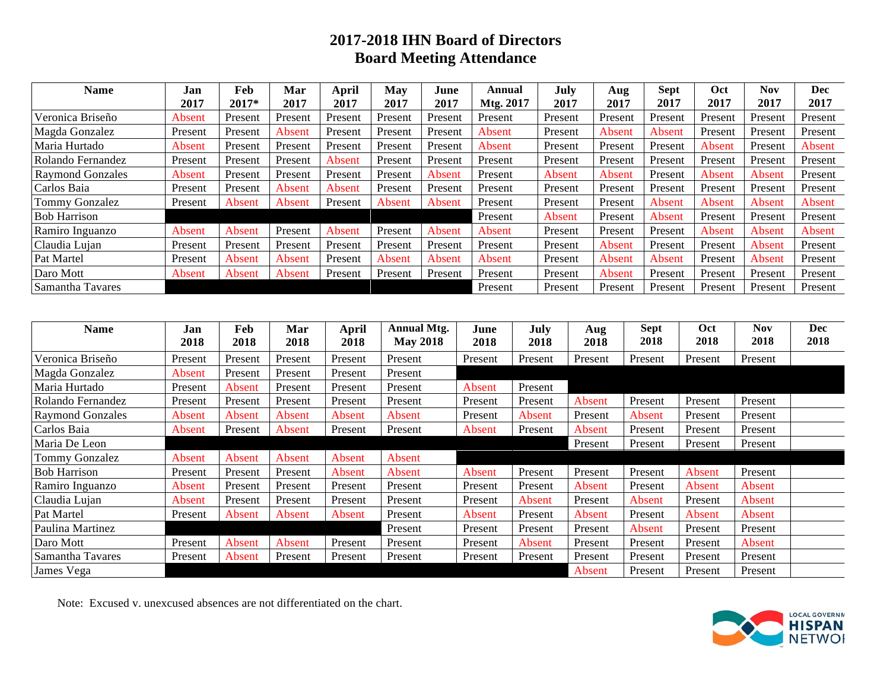# 2017-2018 IHN Board of Directors
## Board Meeting Attendance

| Name | Jan 2017 | Feb 2017* | Mar 2017 | April 2017 | May 2017 | June 2017 | Annual Mtg. 2017 | July 2017 | Aug 2017 | Sept 2017 | Oct 2017 | Nov 2017 | Dec 2017 |
|---|---|---|---|---|---|---|---|---|---|---|---|---|---|
| Veronica Briseño | Absent | Present | Present | Present | Present | Present | Present | Present | Present | Present | Present | Present | Present |
| Magda Gonzalez | Present | Present | Absent | Present | Present | Present | Absent | Present | Absent | Absent | Present | Present | Present |
| Maria Hurtado | Absent | Present | Present | Present | Present | Present | Absent | Present | Present | Present | Absent | Present | Absent |
| Rolando Fernandez | Present | Present | Present | Absent | Present | Present | Present | Present | Present | Present | Present | Present | Present |
| Raymond Gonzales | Absent | Present | Present | Present | Present | Absent | Present | Absent | Absent | Present | Absent | Absent | Present |
| Carlos Baia | Present | Present | Absent | Absent | Present | Present | Present | Present | Present | Present | Present | Present | Present |
| Tommy Gonzalez | Present | Absent | Absent | Present | Absent | Absent | Present | Present | Present | Absent | Absent | Absent | Absent |
| Bob Harrison | | | | | | | Present | Absent | Present | Absent | Present | Present | Present |
| Ramiro Inguanzo | Absent | Absent | Present | Absent | Present | Absent | Absent | Present | Present | Present | Absent | Absent | Absent |
| Claudia Lujan | Present | Present | Present | Present | Present | Present | Present | Present | Absent | Present | Present | Absent | Present |
| Pat Martel | Present | Absent | Absent | Present | Absent | Absent | Absent | Present | Absent | Absent | Present | Absent | Present |
| Daro Mott | Absent | Absent | Absent | Present | Present | Present | Present | Present | Absent | Present | Present | Present | Present |
| Samantha Tavares | | | | | | | Present | Present | Present | Present | Present | Present | Present |

| Name | Jan 2018 | Feb 2018 | Mar 2018 | April 2018 | Annual Mtg. May 2018 | June 2018 | July 2018 | Aug 2018 | Sept 2018 | Oct 2018 | Nov 2018 | Dec 2018 |
|---|---|---|---|---|---|---|---|---|---|---|---|---|
| Veronica Briseño | Present | Present | Present | Present | Present | Present | Present | Present | Present | Present | Present | |
| Magda Gonzalez | Absent | Present | Present | Present | Present | | | | | | | |
| Maria Hurtado | Present | Absent | Present | Present | Present | Absent | Present | | | | | |
| Rolando Fernandez | Present | Present | Present | Present | Present | Present | Present | Absent | Present | Present | Present | |
| Raymond Gonzales | Absent | Absent | Absent | Absent | Absent | Present | Absent | Present | Absent | Present | Present | |
| Carlos Baia | Absent | Present | Absent | Present | Present | Absent | Present | Absent | Present | Present | Present | |
| Maria De Leon | | | | | | | | Present | Present | Present | Present | |
| Tommy Gonzalez | Absent | Absent | Absent | Absent | Absent | | | | | | | |
| Bob Harrison | Present | Present | Present | Absent | Absent | Absent | Present | Present | Present | Absent | Present | |
| Ramiro Inguanzo | Absent | Present | Present | Present | Present | Present | Present | Absent | Present | Absent | Absent | |
| Claudia Lujan | Absent | Present | Present | Present | Present | Present | Absent | Present | Absent | Present | Absent | |
| Pat Martel | Present | Absent | Absent | Absent | Present | Absent | Present | Absent | Present | Absent | Absent | |
| Paulina Martinez | | | | | Present | Present | Present | Present | Absent | Present | Present | |
| Daro Mott | Present | Absent | Absent | Present | Present | Present | Absent | Present | Present | Present | Absent | |
| Samantha Tavares | Present | Absent | Present | Present | Present | Present | Present | Present | Present | Present | Present | |
| James Vega | | | | | | | | Absent | Present | Present | Present | |

Note: Excused v. unexcused absences are not differentiated on the chart.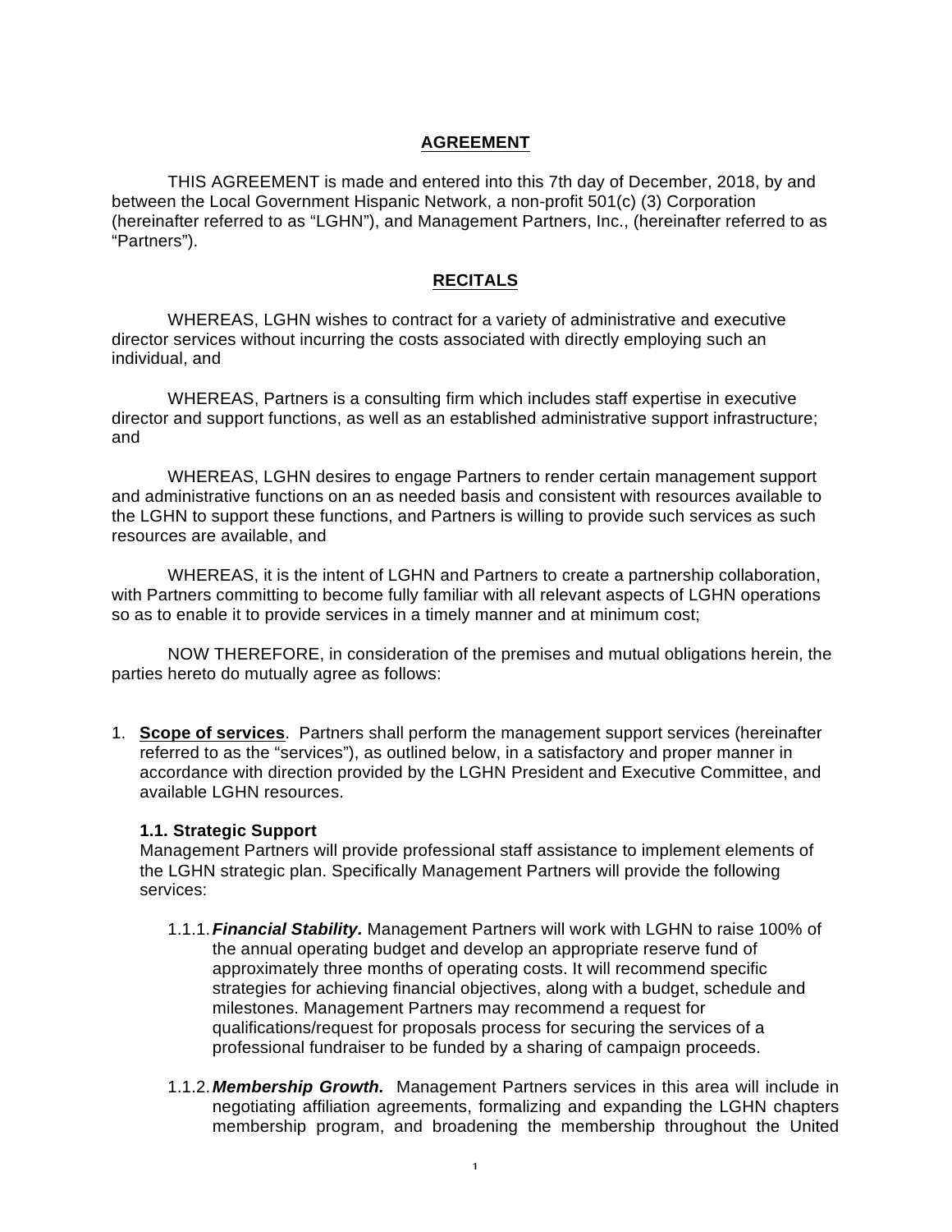## AGREEMENT

THIS AGREEMENT is made and entered into this 7th day of December, 2018, by and between the Local Government Hispanic Network, a non-profit 501(c) (3) Corporation (hereinafter referred to as "LGHN"), and Management Partners, Inc., (hereinafter referred to as "Partners").

## RECITALS

WHEREAS, LGHN wishes to contract for a variety of administrative and executive director services without incurring the costs associated with directly employing such an individual, and

WHEREAS, Partners is a consulting firm which includes staff expertise in executive director and support functions, as well as an established administrative support infrastructure; and

WHEREAS, LGHN desires to engage Partners to render certain management support and administrative functions on an as needed basis and consistent with resources available to the LGHN to support these functions, and Partners is willing to provide such services as such resources are available, and

WHEREAS, it is the intent of LGHN and Partners to create a partnership collaboration, with Partners committing to become fully familiar with all relevant aspects of LGHN operations so as to enable it to provide services in a timely manner and at minimum cost;

NOW THEREFORE, in consideration of the premises and mutual obligations herein, the parties hereto do mutually agree as follows:

1. **Scope of services**. Partners shall perform the management support services (hereinafter referred to as the "services"), as outlined below, in a satisfactory and proper manner in accordance with direction provided by the LGHN President and Executive Committee, and available LGHN resources.

   **1.1. Strategic Support**
   Management Partners will provide professional staff assistance to implement elements of the LGHN strategic plan. Specifically Management Partners will provide the following services:

   1.1.1. ***Financial Stability.*** Management Partners will work with LGHN to raise 100% of the annual operating budget and develop an appropriate reserve fund of approximately three months of operating costs. It will recommend specific strategies for achieving financial objectives, along with a budget, schedule and milestones. Management Partners may recommend a request for qualifications/request for proposals process for securing the services of a professional fundraiser to be funded by a sharing of campaign proceeds.

   1.1.2. ***Membership Growth.*** Management Partners services in this area will include in negotiating affiliation agreements, formalizing and expanding the LGHN chapters membership program, and broadening the membership throughout the United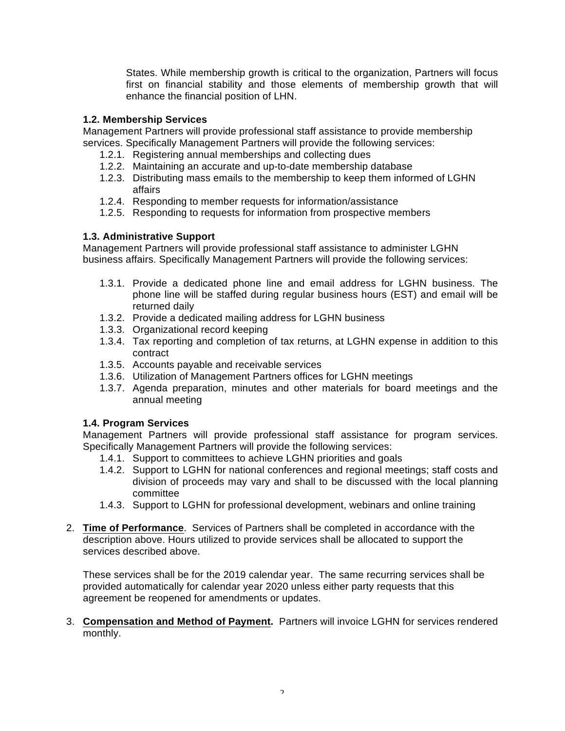States. While membership growth is critical to the organization, Partners will focus first on financial stability and those elements of membership growth that will enhance the financial position of LHN.

**1.2. Membership Services**
Management Partners will provide professional staff assistance to provide membership services. Specifically Management Partners will provide the following services:

- 1.2.1. Registering annual memberships and collecting dues
- 1.2.2. Maintaining an accurate and up-to-date membership database
- 1.2.3. Distributing mass emails to the membership to keep them informed of LGHN affairs
- 1.2.4. Responding to member requests for information/assistance
- 1.2.5. Responding to requests for information from prospective members

**1.3. Administrative Support**
Management Partners will provide professional staff assistance to administer LGHN business affairs. Specifically Management Partners will provide the following services:

- 1.3.1. Provide a dedicated phone line and email address for LGHN business. The phone line will be staffed during regular business hours (EST) and email will be returned daily
- 1.3.2. Provide a dedicated mailing address for LGHN business
- 1.3.3. Organizational record keeping
- 1.3.4. Tax reporting and completion of tax returns, at LGHN expense in addition to this contract
- 1.3.5. Accounts payable and receivable services
- 1.3.6. Utilization of Management Partners offices for LGHN meetings
- 1.3.7. Agenda preparation, minutes and other materials for board meetings and the annual meeting

**1.4. Program Services**
Management Partners will provide professional staff assistance for program services. Specifically Management Partners will provide the following services:

- 1.4.1. Support to committees to achieve LGHN priorities and goals
- 1.4.2. Support to LGHN for national conferences and regional meetings; staff costs and division of proceeds may vary and shall to be discussed with the local planning committee
- 1.4.3. Support to LGHN for professional development, webinars and online training

2. **Time of Performance**. Services of Partners shall be completed in accordance with the description above. Hours utilized to provide services shall be allocated to support the services described above.

   These services shall be for the 2019 calendar year. The same recurring services shall be provided automatically for calendar year 2020 unless either party requests that this agreement be reopened for amendments or updates.

3. **Compensation and Method of Payment.** Partners will invoice LGHN for services rendered monthly.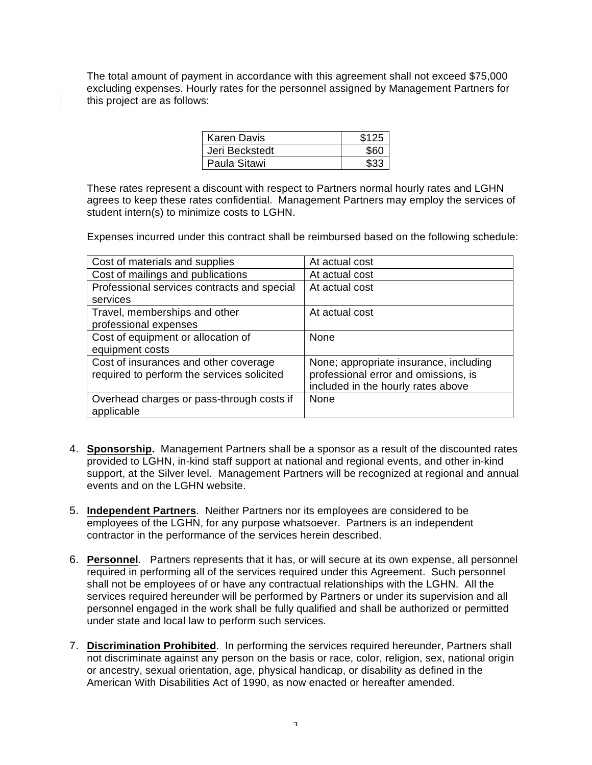The total amount of payment in accordance with this agreement shall not exceed $75,000 excluding expenses. Hourly rates for the personnel assigned by Management Partners for this project are as follows:

| | |
|---|---:|
| Karen Davis | $125 |
| Jeri Beckstedt | $60 |
| Paula Sitawi | $33 |

These rates represent a discount with respect to Partners normal hourly rates and LGHN agrees to keep these rates confidential. Management Partners may employ the services of student intern(s) to minimize costs to LGHN.

Expenses incurred under this contract shall be reimbursed based on the following schedule:

| | |
|---|---|
| Cost of materials and supplies | At actual cost |
| Cost of mailings and publications | At actual cost |
| Professional services contracts and special services | At actual cost |
| Travel, memberships and other professional expenses | At actual cost |
| Cost of equipment or allocation of equipment costs | None |
| Cost of insurances and other coverage required to perform the services solicited | None; appropriate insurance, including professional error and omissions, is included in the hourly rates above |
| Overhead charges or pass-through costs if applicable | None |

4. **Sponsorship.** Management Partners shall be a sponsor as a result of the discounted rates provided to LGHN, in-kind staff support at national and regional events, and other in-kind support, at the Silver level. Management Partners will be recognized at regional and annual events and on the LGHN website.

5. **Independent Partners**. Neither Partners nor its employees are considered to be employees of the LGHN, for any purpose whatsoever. Partners is an independent contractor in the performance of the services herein described.

6. **Personnel**. Partners represents that it has, or will secure at its own expense, all personnel required in performing all of the services required under this Agreement. Such personnel shall not be employees of or have any contractual relationships with the LGHN. All the services required hereunder will be performed by Partners or under its supervision and all personnel engaged in the work shall be fully qualified and shall be authorized or permitted under state and local law to perform such services.

7. **Discrimination Prohibited**. In performing the services required hereunder, Partners shall not discriminate against any person on the basis or race, color, religion, sex, national origin or ancestry, sexual orientation, age, physical handicap, or disability as defined in the American With Disabilities Act of 1990, as now enacted or hereafter amended.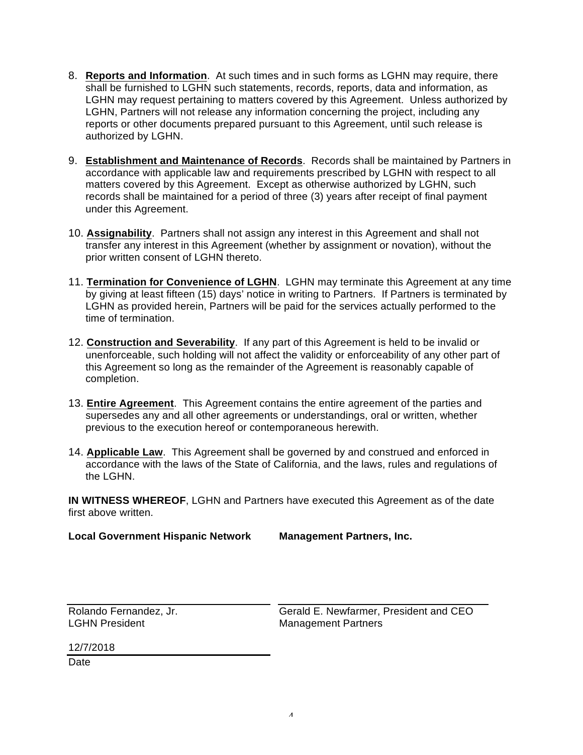8. **Reports and Information**. At such times and in such forms as LGHN may require, there shall be furnished to LGHN such statements, records, reports, data and information, as LGHN may request pertaining to matters covered by this Agreement. Unless authorized by LGHN, Partners will not release any information concerning the project, including any reports or other documents prepared pursuant to this Agreement, until such release is authorized by LGHN.

9. **Establishment and Maintenance of Records**. Records shall be maintained by Partners in accordance with applicable law and requirements prescribed by LGHN with respect to all matters covered by this Agreement. Except as otherwise authorized by LGHN, such records shall be maintained for a period of three (3) years after receipt of final payment under this Agreement.

10. **Assignability**. Partners shall not assign any interest in this Agreement and shall not transfer any interest in this Agreement (whether by assignment or novation), without the prior written consent of LGHN thereto.

11. **Termination for Convenience of LGHN**. LGHN may terminate this Agreement at any time by giving at least fifteen (15) days' notice in writing to Partners. If Partners is terminated by LGHN as provided herein, Partners will be paid for the services actually performed to the time of termination.

12. **Construction and Severability**. If any part of this Agreement is held to be invalid or unenforceable, such holding will not affect the validity or enforceability of any other part of this Agreement so long as the remainder of the Agreement is reasonably capable of completion.

13. **Entire Agreement**. This Agreement contains the entire agreement of the parties and supersedes any and all other agreements or understandings, oral or written, whether previous to the execution hereof or contemporaneous herewith.

14. **Applicable Law**. This Agreement shall be governed by and construed and enforced in accordance with the laws of the State of California, and the laws, rules and regulations of the LGHN.

**IN WITNESS WHEREOF**, LGHN and Partners have executed this Agreement as of the date first above written.

**Local Government Hispanic Network**

Rolando Fernandez, Jr.
LGHN President

12/7/2018
Date

**Management Partners, Inc.**

Gerald E. Newfarmer, President and CEO
Management Partners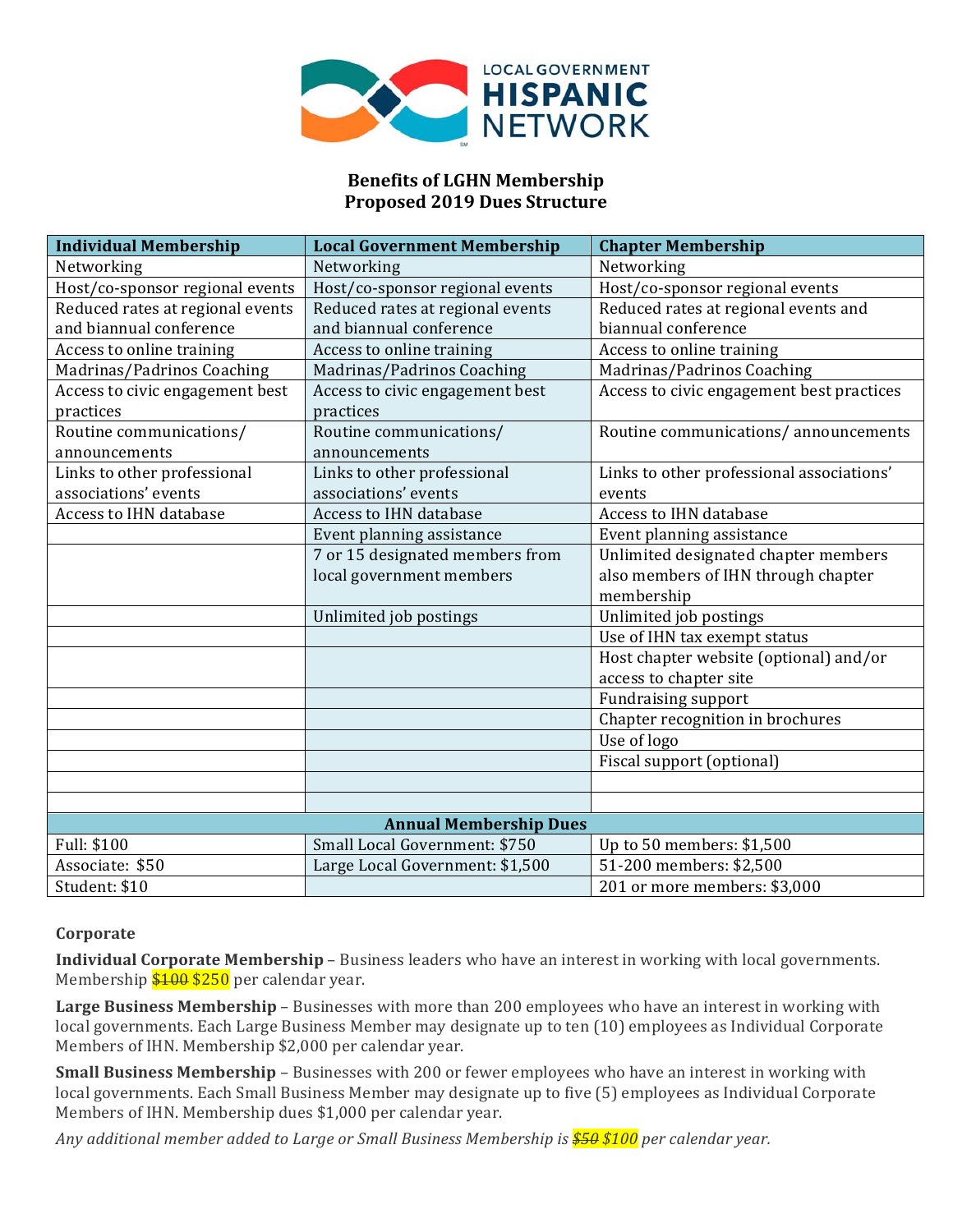LOCAL GOVERNMENT HISPANIC NETWORK

## Benefits of LGHN Membership
## Proposed 2019 Dues Structure

| Individual Membership | Local Government Membership | Chapter Membership |
|---|---|---|
| Networking | Networking | Networking |
| Host/co-sponsor regional events | Host/co-sponsor regional events | Host/co-sponsor regional events |
| Reduced rates at regional events and biannual conference | Reduced rates at regional events and biannual conference | Reduced rates at regional events and biannual conference |
| Access to online training | Access to online training | Access to online training |
| Madrinas/Padrinos Coaching | Madrinas/Padrinos Coaching | Madrinas/Padrinos Coaching |
| Access to civic engagement best practices | Access to civic engagement best practices | Access to civic engagement best practices |
| Routine communications/ announcements | Routine communications/ announcements | Routine communications/ announcements |
| Links to other professional associations' events | Links to other professional associations' events | Links to other professional associations' events |
| Access to IHN database | Access to IHN database | Access to IHN database |
| | Event planning assistance | Event planning assistance |
| | 7 or 15 designated members from local government members | Unlimited designated chapter members also members of IHN through chapter membership |
| | Unlimited job postings | Unlimited job postings |
| | | Use of IHN tax exempt status |
| | | Host chapter website (optional) and/or access to chapter site |
| | | Fundraising support |
| | | Chapter recognition in brochures |
| | | Use of logo |
| | | Fiscal support (optional) |
| | | |
| | | |
| **Annual Membership Dues** | | |
| Full: $100 | Small Local Government: $750 | Up to 50 members: $1,500 |
| Associate: $50 | Large Local Government: $1,500 | 51-200 members: $2,500 |
| Student: $10 | | 201 or more members: $3,000 |

**Corporate**

**Individual Corporate Membership** – Business leaders who have an interest in working with local governments. Membership ~~$100~~ $250 per calendar year.

**Large Business Membership** – Businesses with more than 200 employees who have an interest in working with local governments. Each Large Business Member may designate up to ten (10) employees as Individual Corporate Members of IHN. Membership $2,000 per calendar year.

**Small Business Membership** – Businesses with 200 or fewer employees who have an interest in working with local governments. Each Small Business Member may designate up to five (5) employees as Individual Corporate Members of IHN. Membership dues $1,000 per calendar year.

*Any additional member added to Large or Small Business Membership is ~~$50~~ $100 per calendar year.*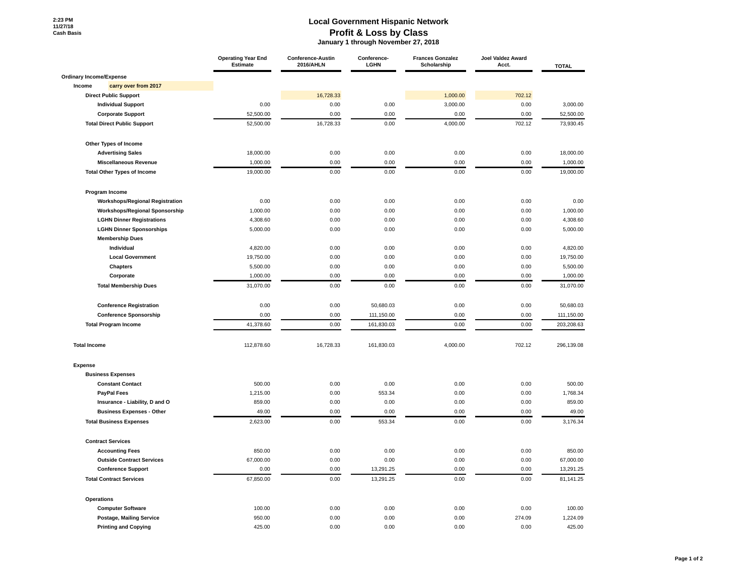2:23 PM
11/27/18
Cash Basis

# Local Government Hispanic Network
## Profit & Loss by Class
### January 1 through November 27, 2018

| | Operating Year End Estimate | Conference-Austin 2016/AHLN | Conference-LGHN | Frances Gonzalez Scholarship | Joel Valdez Award Acct. | TOTAL |
|---|---|---|---|---|---|---|
| **Ordinary Income/Expense** | | | | | | |
| **Income** carry over from 2017 | | | | | | |
| **Direct Public Support** | | 16,728.33 | | 1,000.00 | 702.12 | |
| **Individual Support** | 0.00 | 0.00 | 0.00 | 3,000.00 | 0.00 | 3,000.00 |
| **Corporate Support** | 52,500.00 | 0.00 | 0.00 | 0.00 | 0.00 | 52,500.00 |
| **Total Direct Public Support** | 52,500.00 | 16,728.33 | 0.00 | 4,000.00 | 702.12 | 73,930.45 |
| **Other Types of Income** | | | | | | |
| **Advertising Sales** | 18,000.00 | 0.00 | 0.00 | 0.00 | 0.00 | 18,000.00 |
| **Miscellaneous Revenue** | 1,000.00 | 0.00 | 0.00 | 0.00 | 0.00 | 1,000.00 |
| **Total Other Types of Income** | 19,000.00 | 0.00 | 0.00 | 0.00 | 0.00 | 19,000.00 |
| **Program Income** | | | | | | |
| **Workshops/Regional Registration** | 0.00 | 0.00 | 0.00 | 0.00 | 0.00 | 0.00 |
| **Workshops/Regional Sponsorship** | 1,000.00 | 0.00 | 0.00 | 0.00 | 0.00 | 1,000.00 |
| **LGHN Dinner Registrations** | 4,308.60 | 0.00 | 0.00 | 0.00 | 0.00 | 4,308.60 |
| **LGHN Dinner Sponsorships** | 5,000.00 | 0.00 | 0.00 | 0.00 | 0.00 | 5,000.00 |
| **Membership Dues** | | | | | | |
| **Individual** | 4,820.00 | 0.00 | 0.00 | 0.00 | 0.00 | 4,820.00 |
| **Local Government** | 19,750.00 | 0.00 | 0.00 | 0.00 | 0.00 | 19,750.00 |
| **Chapters** | 5,500.00 | 0.00 | 0.00 | 0.00 | 0.00 | 5,500.00 |
| **Corporate** | 1,000.00 | 0.00 | 0.00 | 0.00 | 0.00 | 1,000.00 |
| **Total Membership Dues** | 31,070.00 | 0.00 | 0.00 | 0.00 | 0.00 | 31,070.00 |
| **Conference Registration** | 0.00 | 0.00 | 50,680.03 | 0.00 | 0.00 | 50,680.03 |
| **Conference Sponsorship** | 0.00 | 0.00 | 111,150.00 | 0.00 | 0.00 | 111,150.00 |
| **Total Program Income** | 41,378.60 | 0.00 | 161,830.03 | 0.00 | 0.00 | 203,208.63 |
| **Total Income** | 112,878.60 | 16,728.33 | 161,830.03 | 4,000.00 | 702.12 | 296,139.08 |
| **Expense** | | | | | | |
| **Business Expenses** | | | | | | |
| **Constant Contact** | 500.00 | 0.00 | 0.00 | 0.00 | 0.00 | 500.00 |
| **PayPal Fees** | 1,215.00 | 0.00 | 553.34 | 0.00 | 0.00 | 1,768.34 |
| **Insurance - Liability, D and O** | 859.00 | 0.00 | 0.00 | 0.00 | 0.00 | 859.00 |
| **Business Expenses - Other** | 49.00 | 0.00 | 0.00 | 0.00 | 0.00 | 49.00 |
| **Total Business Expenses** | 2,623.00 | 0.00 | 553.34 | 0.00 | 0.00 | 3,176.34 |
| **Contract Services** | | | | | | |
| **Accounting Fees** | 850.00 | 0.00 | 0.00 | 0.00 | 0.00 | 850.00 |
| **Outside Contract Services** | 67,000.00 | 0.00 | 0.00 | 0.00 | 0.00 | 67,000.00 |
| **Conference Support** | 0.00 | 0.00 | 13,291.25 | 0.00 | 0.00 | 13,291.25 |
| **Total Contract Services** | 67,850.00 | 0.00 | 13,291.25 | 0.00 | 0.00 | 81,141.25 |
| **Operations** | | | | | | |
| **Computer Software** | 100.00 | 0.00 | 0.00 | 0.00 | 0.00 | 100.00 |
| **Postage, Mailing Service** | 950.00 | 0.00 | 0.00 | 0.00 | 274.09 | 1,224.09 |
| **Printing and Copying** | 425.00 | 0.00 | 0.00 | 0.00 | 0.00 | 425.00 |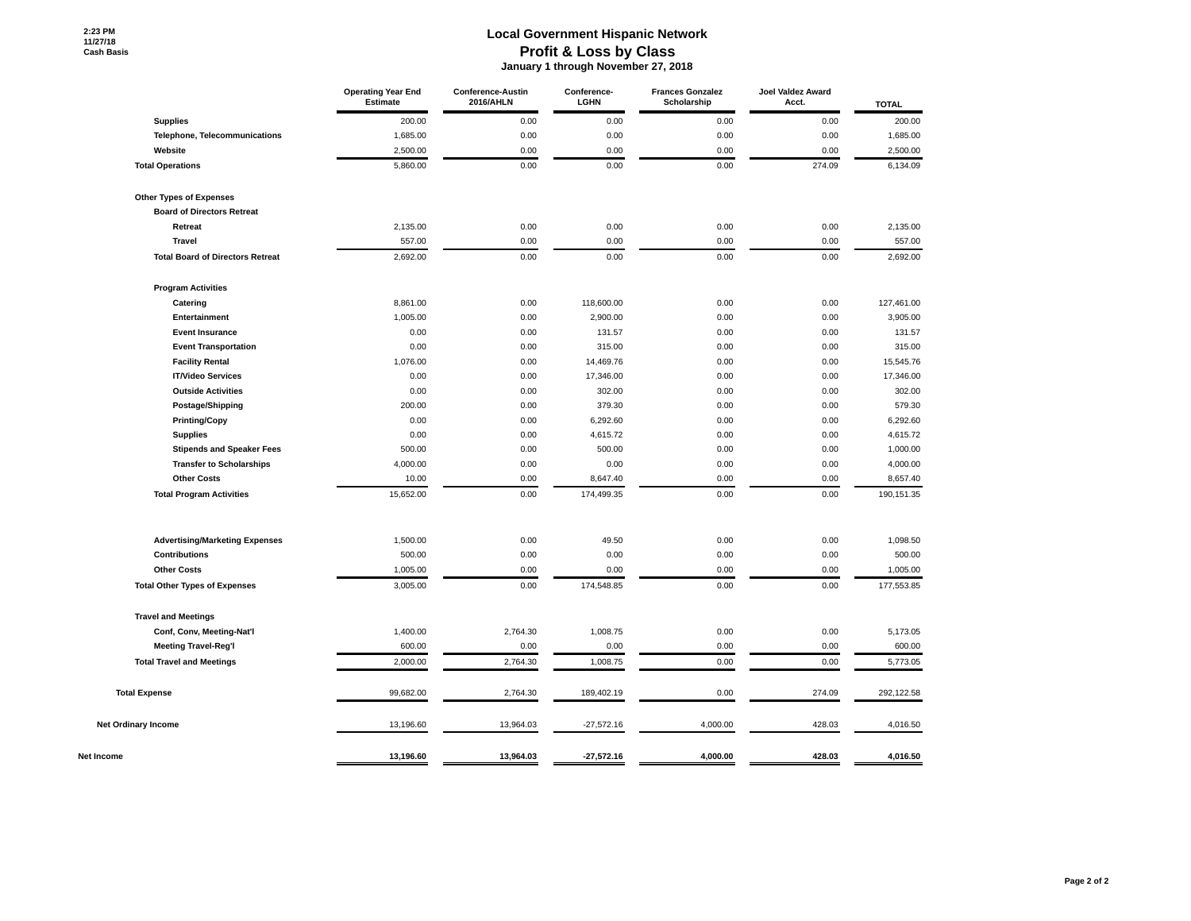# Local Government Hispanic Network

## Profit & Loss by Class

**January 1 through November 27, 2018**

2:23 PM
11/27/18
Cash Basis

| | Operating Year End Estimate | Conference-Austin 2016/AHLN | Conference-LGHN | Frances Gonzalez Scholarship | Joel Valdez Award Acct. | TOTAL |
|---|---|---|---|---|---|---|
| **Supplies** | 200.00 | 0.00 | 0.00 | 0.00 | 0.00 | 200.00 |
| **Telephone, Telecommunications** | 1,685.00 | 0.00 | 0.00 | 0.00 | 0.00 | 1,685.00 |
| **Website** | 2,500.00 | 0.00 | 0.00 | 0.00 | 0.00 | 2,500.00 |
| **Total Operations** | 5,860.00 | 0.00 | 0.00 | 0.00 | 274.09 | 6,134.09 |
| **Other Types of Expenses** | | | | | | |
| **Board of Directors Retreat** | | | | | | |
| **Retreat** | 2,135.00 | 0.00 | 0.00 | 0.00 | 0.00 | 2,135.00 |
| **Travel** | 557.00 | 0.00 | 0.00 | 0.00 | 0.00 | 557.00 |
| **Total Board of Directors Retreat** | 2,692.00 | 0.00 | 0.00 | 0.00 | 0.00 | 2,692.00 |
| **Program Activities** | | | | | | |
| **Catering** | 8,861.00 | 0.00 | 118,600.00 | 0.00 | 0.00 | 127,461.00 |
| **Entertainment** | 1,005.00 | 0.00 | 2,900.00 | 0.00 | 0.00 | 3,905.00 |
| **Event Insurance** | 0.00 | 0.00 | 131.57 | 0.00 | 0.00 | 131.57 |
| **Event Transportation** | 0.00 | 0.00 | 315.00 | 0.00 | 0.00 | 315.00 |
| **Facility Rental** | 1,076.00 | 0.00 | 14,469.76 | 0.00 | 0.00 | 15,545.76 |
| **IT/Video Services** | 0.00 | 0.00 | 17,346.00 | 0.00 | 0.00 | 17,346.00 |
| **Outside Activities** | 0.00 | 0.00 | 302.00 | 0.00 | 0.00 | 302.00 |
| **Postage/Shipping** | 200.00 | 0.00 | 379.30 | 0.00 | 0.00 | 579.30 |
| **Printing/Copy** | 0.00 | 0.00 | 6,292.60 | 0.00 | 0.00 | 6,292.60 |
| **Supplies** | 0.00 | 0.00 | 4,615.72 | 0.00 | 0.00 | 4,615.72 |
| **Stipends and Speaker Fees** | 500.00 | 0.00 | 500.00 | 0.00 | 0.00 | 1,000.00 |
| **Transfer to Scholarships** | 4,000.00 | 0.00 | 0.00 | 0.00 | 0.00 | 4,000.00 |
| **Other Costs** | 10.00 | 0.00 | 8,647.40 | 0.00 | 0.00 | 8,657.40 |
| **Total Program Activities** | 15,652.00 | 0.00 | 174,499.35 | 0.00 | 0.00 | 190,151.35 |
| **Advertising/Marketing Expenses** | 1,500.00 | 0.00 | 49.50 | 0.00 | 0.00 | 1,098.50 |
| **Contributions** | 500.00 | 0.00 | 0.00 | 0.00 | 0.00 | 500.00 |
| **Other Costs** | 1,005.00 | 0.00 | 0.00 | 0.00 | 0.00 | 1,005.00 |
| **Total Other Types of Expenses** | 3,005.00 | 0.00 | 174,548.85 | 0.00 | 0.00 | 177,553.85 |
| **Travel and Meetings** | | | | | | |
| **Conf, Conv, Meeting-Nat'l** | 1,400.00 | 2,764.30 | 1,008.75 | 0.00 | 0.00 | 5,173.05 |
| **Meeting Travel-Reg'l** | 600.00 | 0.00 | 0.00 | 0.00 | 0.00 | 600.00 |
| **Total Travel and Meetings** | 2,000.00 | 2,764.30 | 1,008.75 | 0.00 | 0.00 | 5,773.05 |
| **Total Expense** | 99,682.00 | 2,764.30 | 189,402.19 | 0.00 | 274.09 | 292,122.58 |
| **Net Ordinary Income** | 13,196.60 | 13,964.03 | -27,572.16 | 4,000.00 | 428.03 | 4,016.50 |
| **Net Income** | **13,196.60** | **13,964.03** | **-27,572.16** | **4,000.00** | **428.03** | **4,016.50** |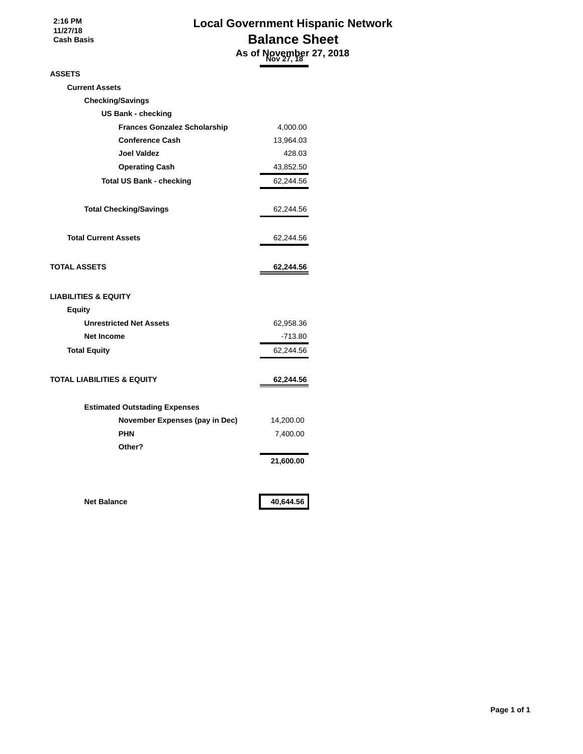2:16 PM
11/27/18
Cash Basis

# Local Government Hispanic Network

## Balance Sheet

### As of November 27, 2018

| | Nov 27, 18 |
|---|---|
| **ASSETS** | |
| **Current Assets** | |
| **Checking/Savings** | |
| **US Bank - checking** | |
| **Frances Gonzalez Scholarship** | 4,000.00 |
| **Conference Cash** | 13,964.03 |
| **Joel Valdez** | 428.03 |
| **Operating Cash** | 43,852.50 |
| **Total US Bank - checking** | 62,244.56 |
| **Total Checking/Savings** | 62,244.56 |
| **Total Current Assets** | 62,244.56 |
| **TOTAL ASSETS** | **62,244.56** |
| **LIABILITIES & EQUITY** | |
| **Equity** | |
| **Unrestricted Net Assets** | 62,958.36 |
| **Net Income** | -713.80 |
| **Total Equity** | 62,244.56 |
| **TOTAL LIABILITIES & EQUITY** | **62,244.56** |
| **Estimated Outstading Expenses** | |
| **November Expenses (pay in Dec)** | 14,200.00 |
| **PHN** | 7,400.00 |
| **Other?** | |
| | **21,600.00** |
| **Net Balance** | **40,644.56** |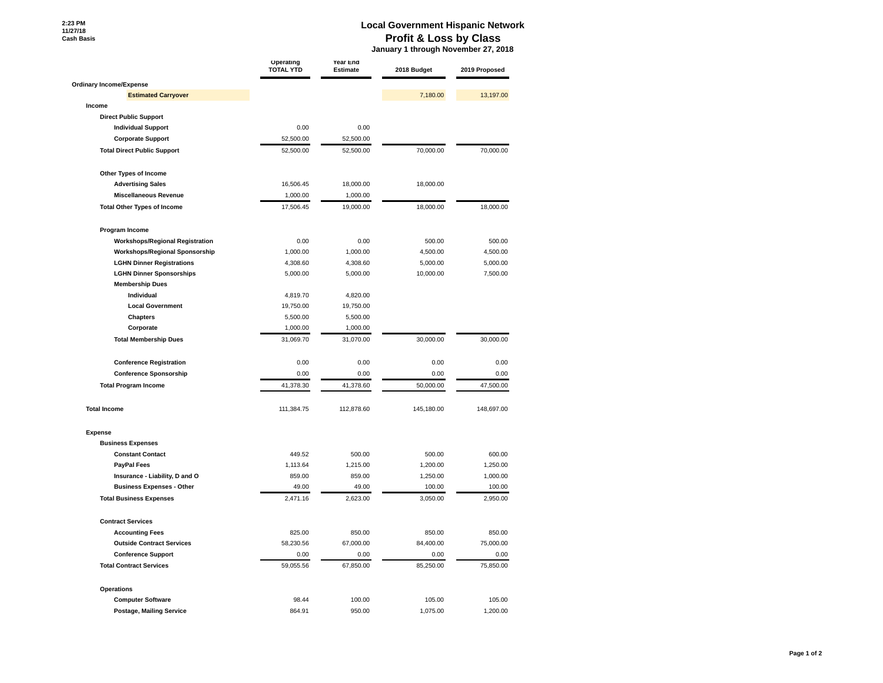2:23 PM
11/27/18
Cash Basis

# Local Government Hispanic Network
## Profit & Loss by Class
### January 1 through November 27, 2018

| | Operating TOTAL YTD | Year End Estimate | 2018 Budget | 2019 Proposed |
|---|---|---|---|---|
| **Ordinary Income/Expense** | | | | |
| **Estimated Carryover** | | | 7,180.00 | 13,197.00 |
| **Income** | | | | |
| **Direct Public Support** | | | | |
| **Individual Support** | 0.00 | 0.00 | | |
| **Corporate Support** | 52,500.00 | 52,500.00 | | |
| **Total Direct Public Support** | 52,500.00 | 52,500.00 | 70,000.00 | 70,000.00 |
| **Other Types of Income** | | | | |
| **Advertising Sales** | 16,506.45 | 18,000.00 | 18,000.00 | |
| **Miscellaneous Revenue** | 1,000.00 | 1,000.00 | | |
| **Total Other Types of Income** | 17,506.45 | 19,000.00 | 18,000.00 | 18,000.00 |
| **Program Income** | | | | |
| **Workshops/Regional Registration** | 0.00 | 0.00 | 500.00 | 500.00 |
| **Workshops/Regional Sponsorship** | 1,000.00 | 1,000.00 | 4,500.00 | 4,500.00 |
| **LGHN Dinner Registrations** | 4,308.60 | 4,308.60 | 5,000.00 | 5,000.00 |
| **LGHN Dinner Sponsorships** | 5,000.00 | 5,000.00 | 10,000.00 | 7,500.00 |
| **Membership Dues** | | | | |
| **Individual** | 4,819.70 | 4,820.00 | | |
| **Local Government** | 19,750.00 | 19,750.00 | | |
| **Chapters** | 5,500.00 | 5,500.00 | | |
| **Corporate** | 1,000.00 | 1,000.00 | | |
| **Total Membership Dues** | 31,069.70 | 31,070.00 | 30,000.00 | 30,000.00 |
| **Conference Registration** | 0.00 | 0.00 | 0.00 | 0.00 |
| **Conference Sponsorship** | 0.00 | 0.00 | 0.00 | 0.00 |
| **Total Program Income** | 41,378.30 | 41,378.60 | 50,000.00 | 47,500.00 |
| **Total Income** | 111,384.75 | 112,878.60 | 145,180.00 | 148,697.00 |
| **Expense** | | | | |
| **Business Expenses** | | | | |
| **Constant Contact** | 449.52 | 500.00 | 500.00 | 600.00 |
| **PayPal Fees** | 1,113.64 | 1,215.00 | 1,200.00 | 1,250.00 |
| **Insurance - Liability, D and O** | 859.00 | 859.00 | 1,250.00 | 1,000.00 |
| **Business Expenses - Other** | 49.00 | 49.00 | 100.00 | 100.00 |
| **Total Business Expenses** | 2,471.16 | 2,623.00 | 3,050.00 | 2,950.00 |
| **Contract Services** | | | | |
| **Accounting Fees** | 825.00 | 850.00 | 850.00 | 850.00 |
| **Outside Contract Services** | 58,230.56 | 67,000.00 | 84,400.00 | 75,000.00 |
| **Conference Support** | 0.00 | 0.00 | 0.00 | 0.00 |
| **Total Contract Services** | 59,055.56 | 67,850.00 | 85,250.00 | 75,850.00 |
| **Operations** | | | | |
| **Computer Software** | 98.44 | 100.00 | 105.00 | 105.00 |
| **Postage, Mailing Service** | 864.91 | 950.00 | 1,075.00 | 1,200.00 |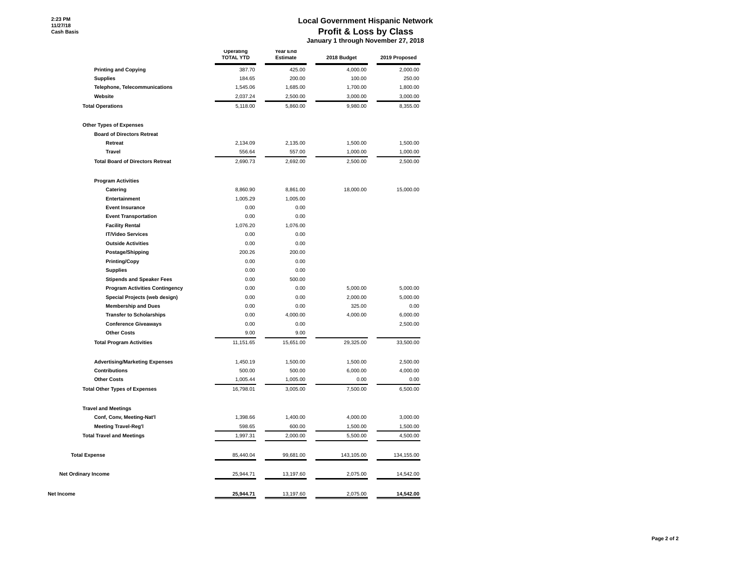2:23 PM
11/27/18
Cash Basis

# Local Government Hispanic Network
## Profit & Loss by Class
### January 1 through November 27, 2018

| | Operating TOTAL YTD | Year End Estimate | 2018 Budget | 2019 Proposed |
|---|---|---|---|---|
| **Printing and Copying** | 387.70 | 425.00 | 4,000.00 | 2,000.00 |
| **Supplies** | 184.65 | 200.00 | 100.00 | 250.00 |
| **Telephone, Telecommunications** | 1,545.06 | 1,685.00 | 1,700.00 | 1,800.00 |
| **Website** | 2,037.24 | 2,500.00 | 3,000.00 | 3,000.00 |
| **Total Operations** | 5,118.00 | 5,860.00 | 9,980.00 | 8,355.00 |
| **Other Types of Expenses** | | | | |
| **Board of Directors Retreat** | | | | |
| **Retreat** | 2,134.09 | 2,135.00 | 1,500.00 | 1,500.00 |
| **Travel** | 556.64 | 557.00 | 1,000.00 | 1,000.00 |
| **Total Board of Directors Retreat** | 2,690.73 | 2,692.00 | 2,500.00 | 2,500.00 |
| **Program Activities** | | | | |
| **Catering** | 8,860.90 | 8,861.00 | 18,000.00 | 15,000.00 |
| **Entertainment** | 1,005.29 | 1,005.00 | | |
| **Event Insurance** | 0.00 | 0.00 | | |
| **Event Transportation** | 0.00 | 0.00 | | |
| **Facility Rental** | 1,076.20 | 1,076.00 | | |
| **IT/Video Services** | 0.00 | 0.00 | | |
| **Outside Activities** | 0.00 | 0.00 | | |
| **Postage/Shipping** | 200.26 | 200.00 | | |
| **Printing/Copy** | 0.00 | 0.00 | | |
| **Supplies** | 0.00 | 0.00 | | |
| **Stipends and Speaker Fees** | 0.00 | 500.00 | | |
| **Program Activities Contingency** | 0.00 | 0.00 | 5,000.00 | 5,000.00 |
| **Special Projects (web design)** | 0.00 | 0.00 | 2,000.00 | 5,000.00 |
| **Membership and Dues** | 0.00 | 0.00 | 325.00 | 0.00 |
| **Transfer to Scholarships** | 0.00 | 4,000.00 | 4,000.00 | 6,000.00 |
| **Conference Giveaways** | 0.00 | 0.00 | | 2,500.00 |
| **Other Costs** | 9.00 | 9.00 | | |
| **Total Program Activities** | 11,151.65 | 15,651.00 | 29,325.00 | 33,500.00 |
| **Advertising/Marketing Expenses** | 1,450.19 | 1,500.00 | 1,500.00 | 2,500.00 |
| **Contributions** | 500.00 | 500.00 | 6,000.00 | 4,000.00 |
| **Other Costs** | 1,005.44 | 1,005.00 | 0.00 | 0.00 |
| **Total Other Types of Expenses** | 16,798.01 | 3,005.00 | 7,500.00 | 6,500.00 |
| **Travel and Meetings** | | | | |
| **Conf, Conv, Meeting-Nat'l** | 1,398.66 | 1,400.00 | 4,000.00 | 3,000.00 |
| **Meeting Travel-Reg'l** | 598.65 | 600.00 | 1,500.00 | 1,500.00 |
| **Total Travel and Meetings** | 1,997.31 | 2,000.00 | 5,500.00 | 4,500.00 |
| **Total Expense** | 85,440.04 | 99,681.00 | 143,105.00 | 134,155.00 |
| **Net Ordinary Income** | 25,944.71 | 13,197.60 | 2,075.00 | 14,542.00 |
| **Net Income** | **25,944.71** | 13,197.60 | 2,075.00 | **14,542.00** |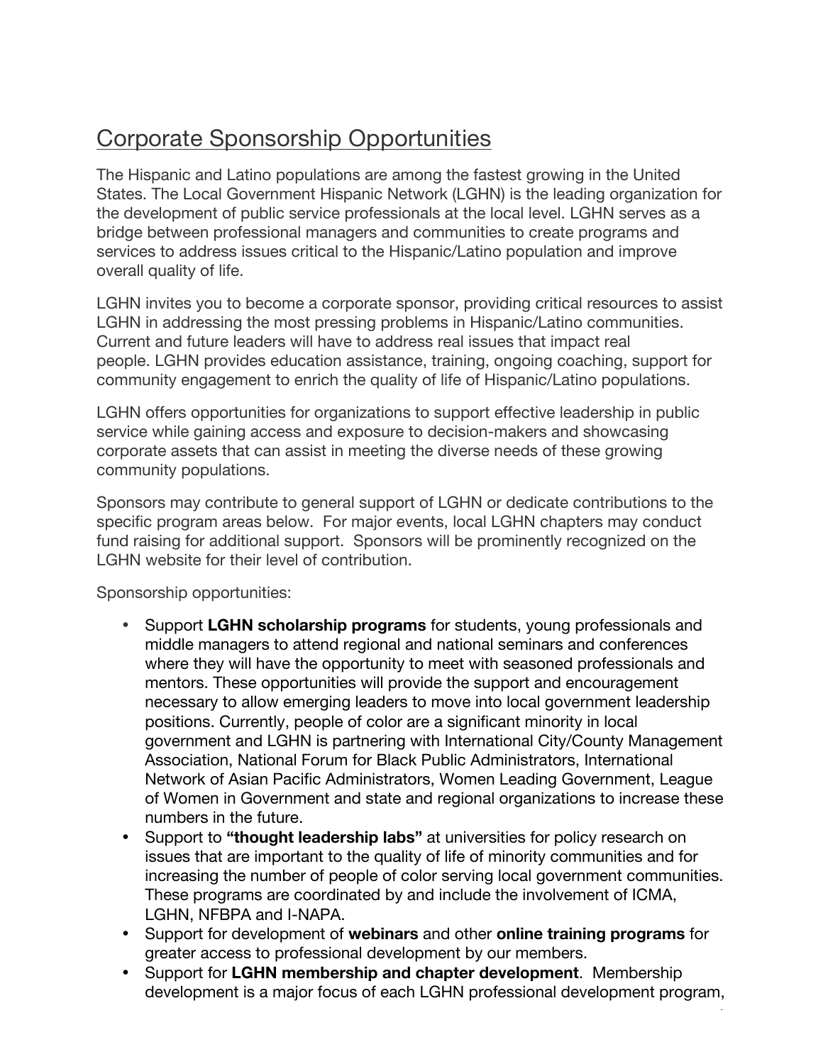# Corporate Sponsorship Opportunities

The Hispanic and Latino populations are among the fastest growing in the United States. The Local Government Hispanic Network (LGHN) is the leading organization for the development of public service professionals at the local level. LGHN serves as a bridge between professional managers and communities to create programs and services to address issues critical to the Hispanic/Latino population and improve overall quality of life.

LGHN invites you to become a corporate sponsor, providing critical resources to assist LGHN in addressing the most pressing problems in Hispanic/Latino communities. Current and future leaders will have to address real issues that impact real people. LGHN provides education assistance, training, ongoing coaching, support for community engagement to enrich the quality of life of Hispanic/Latino populations.

LGHN offers opportunities for organizations to support effective leadership in public service while gaining access and exposure to decision-makers and showcasing corporate assets that can assist in meeting the diverse needs of these growing community populations.

Sponsors may contribute to general support of LGHN or dedicate contributions to the specific program areas below. For major events, local LGHN chapters may conduct fund raising for additional support. Sponsors will be prominently recognized on the LGHN website for their level of contribution.

Sponsorship opportunities:

- Support **LGHN scholarship programs** for students, young professionals and middle managers to attend regional and national seminars and conferences where they will have the opportunity to meet with seasoned professionals and mentors. These opportunities will provide the support and encouragement necessary to allow emerging leaders to move into local government leadership positions. Currently, people of color are a significant minority in local government and LGHN is partnering with International City/County Management Association, National Forum for Black Public Administrators, International Network of Asian Pacific Administrators, Women Leading Government, League of Women in Government and state and regional organizations to increase these numbers in the future.
- Support to **"thought leadership labs"** at universities for policy research on issues that are important to the quality of life of minority communities and for increasing the number of people of color serving local government communities. These programs are coordinated by and include the involvement of ICMA, LGHN, NFBPA and I-NAPA.
- Support for development of **webinars** and other **online training programs** for greater access to professional development by our members.
- Support for **LGHN membership and chapter development**. Membership development is a major focus of each LGHN professional development program,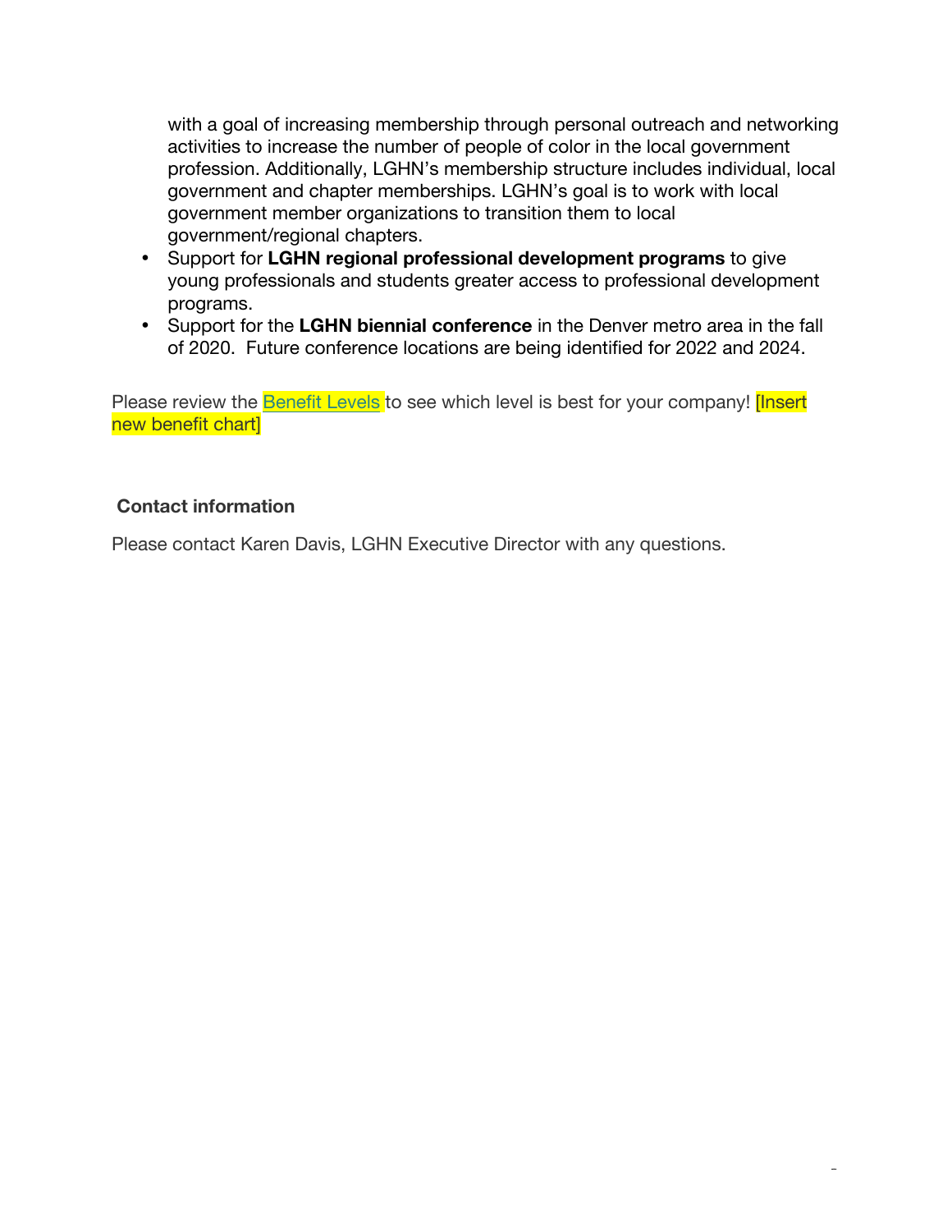with a goal of increasing membership through personal outreach and networking activities to increase the number of people of color in the local government profession. Additionally, LGHN's membership structure includes individual, local government and chapter memberships. LGHN's goal is to work with local government member organizations to transition them to local government/regional chapters.

- Support for **LGHN regional professional development programs** to give young professionals and students greater access to professional development programs.
- Support for the **LGHN biennial conference** in the Denver metro area in the fall of 2020. Future conference locations are being identified for 2022 and 2024.

Please review the Benefit Levels to see which level is best for your company! [Insert new benefit chart]

**Contact information**

Please contact Karen Davis, LGHN Executive Director with any questions.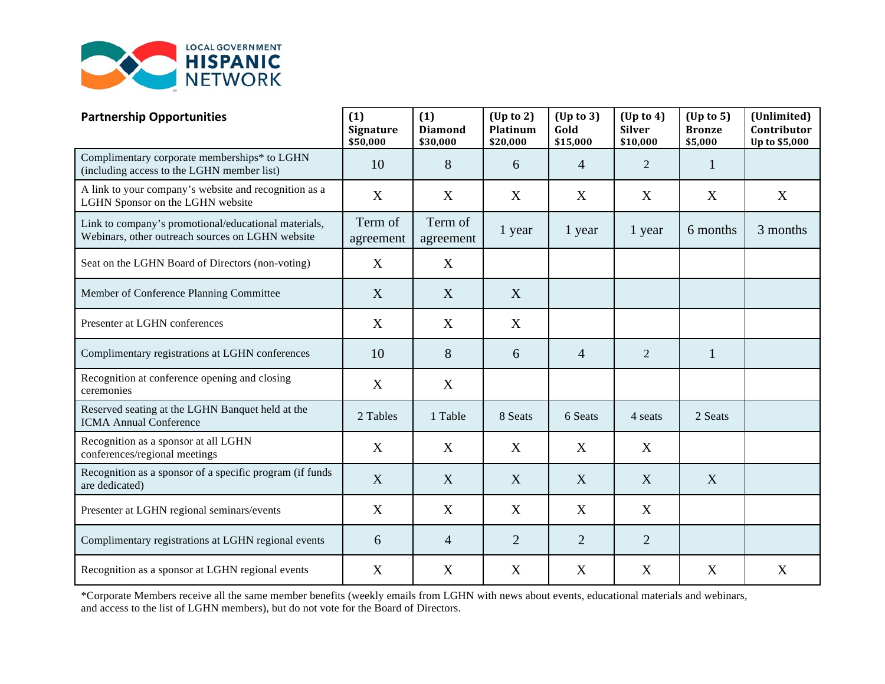LOCAL GOVERNMENT HISPANIC NETWORK

| Partnership Opportunities | (1) Signature $50,000 | (1) Diamond $30,000 | (Up to 2) Platinum $20,000 | (Up to 3) Gold $15,000 | (Up to 4) Silver $10,000 | (Up to 5) Bronze $5,000 | (Unlimited) Contributor Up to $5,000 |
|---|---|---|---|---|---|---|---|
| Complimentary corporate memberships* to LGHN (including access to the LGHN member list) | 10 | 8 | 6 | 4 | 2 | 1 | |
| A link to your company's website and recognition as a LGHN Sponsor on the LGHN website | X | X | X | X | X | X | X |
| Link to company's promotional/educational materials, Webinars, other outreach sources on LGHN website | Term of agreement | Term of agreement | 1 year | 1 year | 1 year | 6 months | 3 months |
| Seat on the LGHN Board of Directors (non-voting) | X | X | | | | | |
| Member of Conference Planning Committee | X | X | X | | | | |
| Presenter at LGHN conferences | X | X | X | | | | |
| Complimentary registrations at LGHN conferences | 10 | 8 | 6 | 4 | 2 | 1 | |
| Recognition at conference opening and closing ceremonies | X | X | | | | | |
| Reserved seating at the LGHN Banquet held at the ICMA Annual Conference | 2 Tables | 1 Table | 8 Seats | 6 Seats | 4 seats | 2 Seats | |
| Recognition as a sponsor at all LGHN conferences/regional meetings | X | X | X | X | X | | |
| Recognition as a sponsor of a specific program (if funds are dedicated) | X | X | X | X | X | X | |
| Presenter at LGHN regional seminars/events | X | X | X | X | X | | |
| Complimentary registrations at LGHN regional events | 6 | 4 | 2 | 2 | 2 | | |
| Recognition as a sponsor at LGHN regional events | X | X | X | X | X | X | X |

*Corporate Members receive all the same member benefits (weekly emails from LGHN with news about events, educational materials and webinars, and access to the list of LGHN members), but do not vote for the Board of Directors.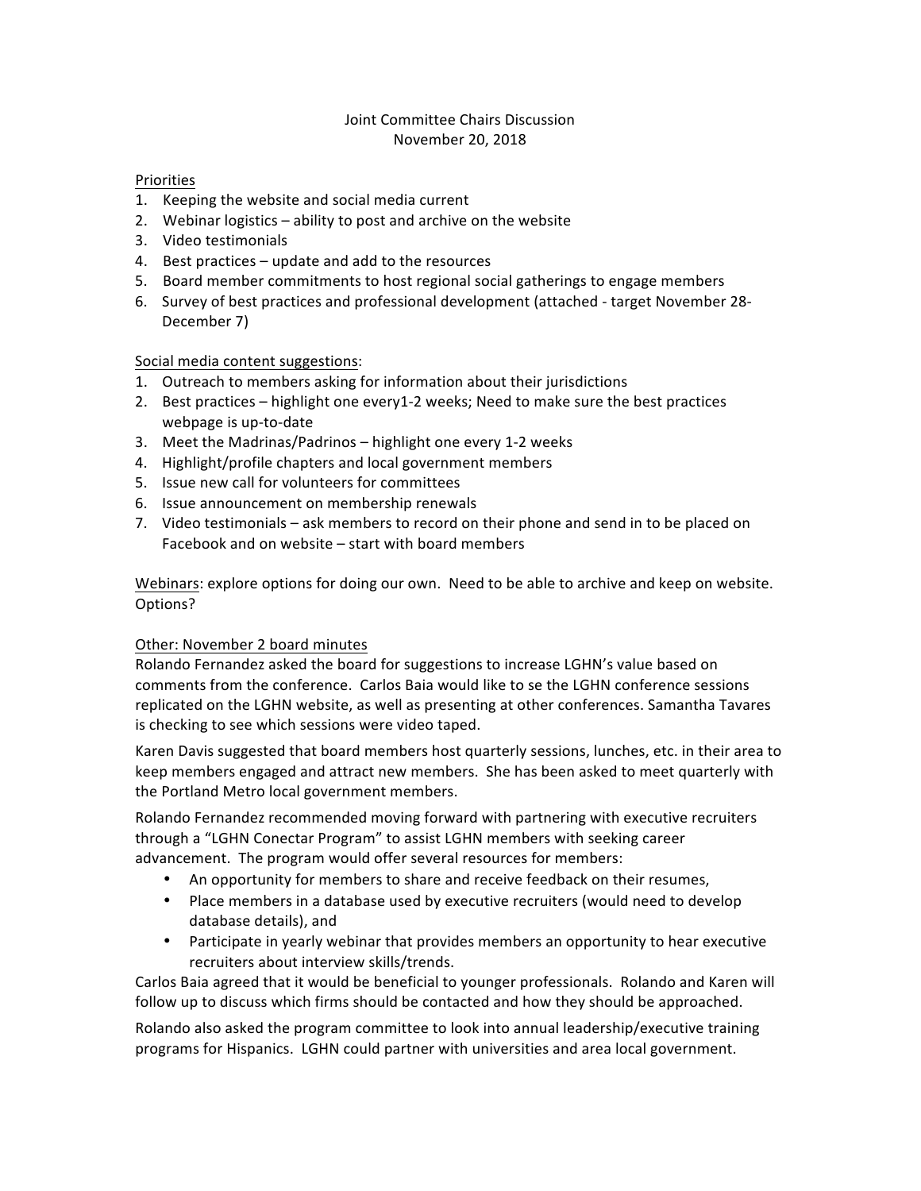Joint Committee Chairs Discussion

November 20, 2018

<u>Priorities</u>

1. Keeping the website and social media current
2. Webinar logistics – ability to post and archive on the website
3. Video testimonials
4. Best practices – update and add to the resources
5. Board member commitments to host regional social gatherings to engage members
6. Survey of best practices and professional development (attached - target November 28-December 7)

<u>Social media content suggestions</u>:

1. Outreach to members asking for information about their jurisdictions
2. Best practices – highlight one every1-2 weeks; Need to make sure the best practices webpage is up-to-date
3. Meet the Madrinas/Padrinos – highlight one every 1-2 weeks
4. Highlight/profile chapters and local government members
5. Issue new call for volunteers for committees
6. Issue announcement on membership renewals
7. Video testimonials – ask members to record on their phone and send in to be placed on Facebook and on website – start with board members

<u>Webinars</u>: explore options for doing our own. Need to be able to archive and keep on website. Options?

<u>Other: November 2 board minutes</u>

Rolando Fernandez asked the board for suggestions to increase LGHN's value based on comments from the conference. Carlos Baia would like to se the LGHN conference sessions replicated on the LGHN website, as well as presenting at other conferences. Samantha Tavares is checking to see which sessions were video taped.

Karen Davis suggested that board members host quarterly sessions, lunches, etc. in their area to keep members engaged and attract new members. She has been asked to meet quarterly with the Portland Metro local government members.

Rolando Fernandez recommended moving forward with partnering with executive recruiters through a "LGHN Conectar Program" to assist LGHN members with seeking career advancement. The program would offer several resources for members:

- An opportunity for members to share and receive feedback on their resumes,
- Place members in a database used by executive recruiters (would need to develop database details), and
- Participate in yearly webinar that provides members an opportunity to hear executive recruiters about interview skills/trends.

Carlos Baia agreed that it would be beneficial to younger professionals. Rolando and Karen will follow up to discuss which firms should be contacted and how they should be approached.

Rolando also asked the program committee to look into annual leadership/executive training programs for Hispanics. LGHN could partner with universities and area local government.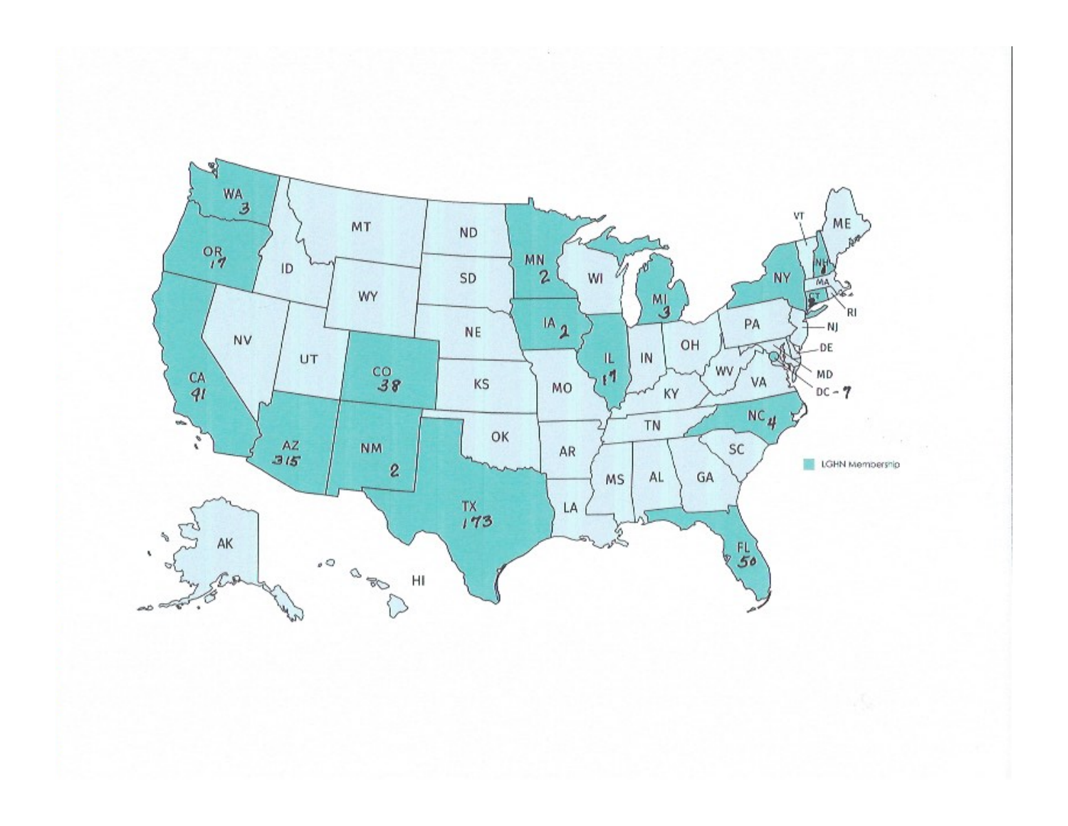LGHN Membership

| State | Count |
| --- | --- |
| WA | 3 |
| OR | 17 |
| CA | 41 |
| AZ | 315 |
| NM | 2 |
| CO | 38 |
| TX | 173 |
| MN | 2 |
| IA | 2 |
| IL | 17 |
| MI | 3 |
| NY | |
| NH | 1 |
| CT | 1 |
| DC | 7 |
| NC | 4 |
| FL | 50 |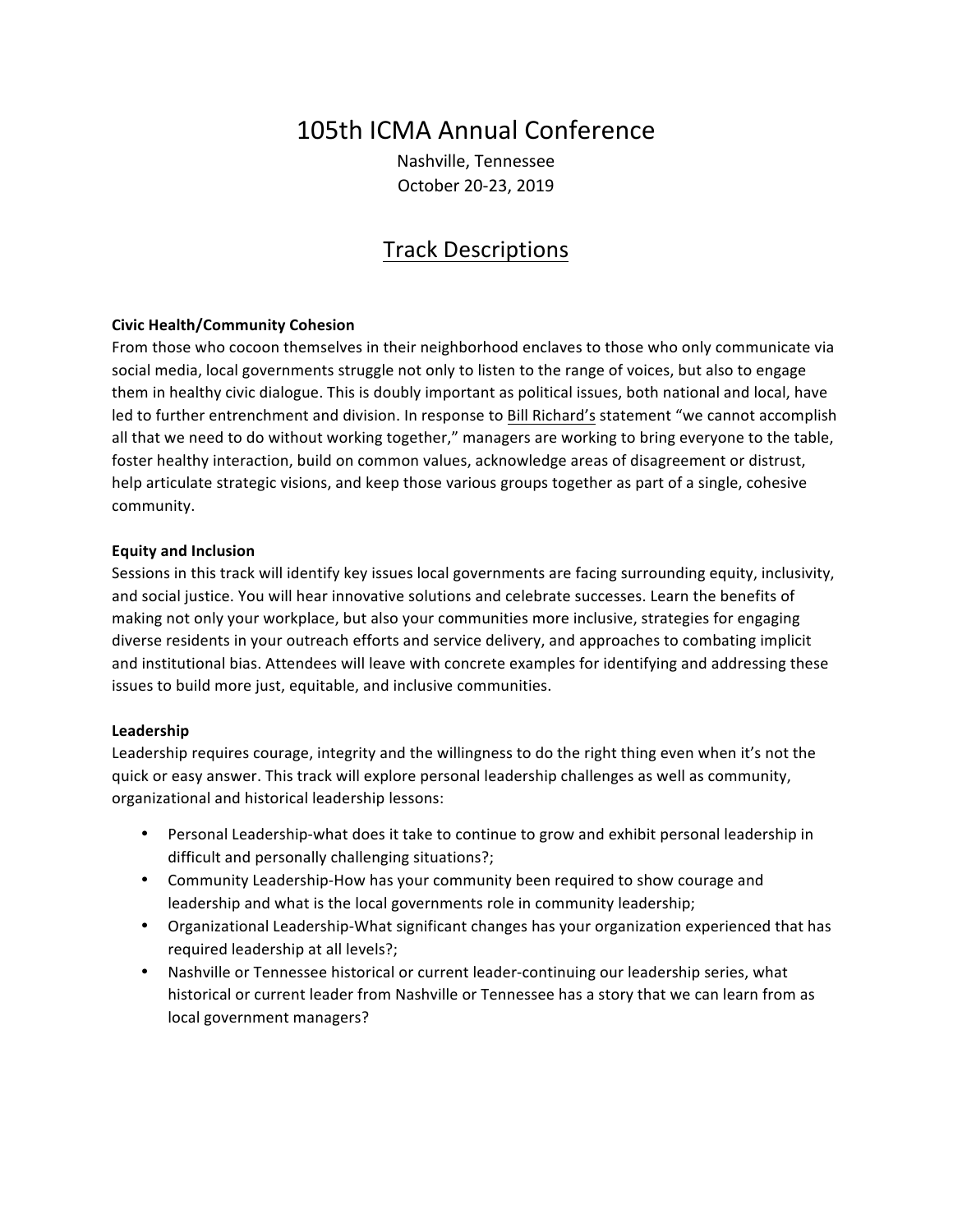# 105th ICMA Annual Conference

Nashville, Tennessee

October 20-23, 2019

## Track Descriptions

**Civic Health/Community Cohesion**

From those who cocoon themselves in their neighborhood enclaves to those who only communicate via social media, local governments struggle not only to listen to the range of voices, but also to engage them in healthy civic dialogue. This is doubly important as political issues, both national and local, have led to further entrenchment and division. In response to Bill Richard's statement "we cannot accomplish all that we need to do without working together," managers are working to bring everyone to the table, foster healthy interaction, build on common values, acknowledge areas of disagreement or distrust, help articulate strategic visions, and keep those various groups together as part of a single, cohesive community.

**Equity and Inclusion**

Sessions in this track will identify key issues local governments are facing surrounding equity, inclusivity, and social justice. You will hear innovative solutions and celebrate successes. Learn the benefits of making not only your workplace, but also your communities more inclusive, strategies for engaging diverse residents in your outreach efforts and service delivery, and approaches to combating implicit and institutional bias. Attendees will leave with concrete examples for identifying and addressing these issues to build more just, equitable, and inclusive communities.

**Leadership**

Leadership requires courage, integrity and the willingness to do the right thing even when it's not the quick or easy answer. This track will explore personal leadership challenges as well as community, organizational and historical leadership lessons:

- Personal Leadership-what does it take to continue to grow and exhibit personal leadership in difficult and personally challenging situations?;
- Community Leadership-How has your community been required to show courage and leadership and what is the local governments role in community leadership;
- Organizational Leadership-What significant changes has your organization experienced that has required leadership at all levels?;
- Nashville or Tennessee historical or current leader-continuing our leadership series, what historical or current leader from Nashville or Tennessee has a story that we can learn from as local government managers?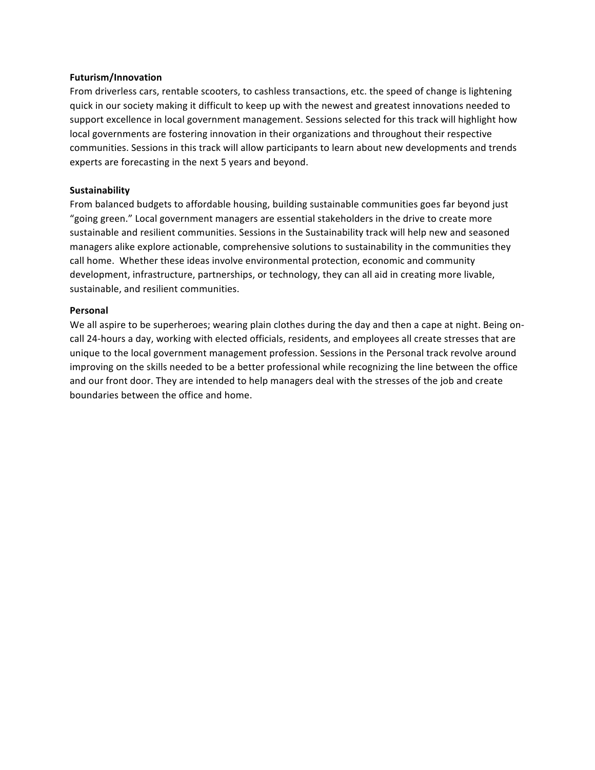**Futurism/Innovation**

From driverless cars, rentable scooters, to cashless transactions, etc. the speed of change is lightening quick in our society making it difficult to keep up with the newest and greatest innovations needed to support excellence in local government management. Sessions selected for this track will highlight how local governments are fostering innovation in their organizations and throughout their respective communities. Sessions in this track will allow participants to learn about new developments and trends experts are forecasting in the next 5 years and beyond.

**Sustainability**

From balanced budgets to affordable housing, building sustainable communities goes far beyond just "going green." Local government managers are essential stakeholders in the drive to create more sustainable and resilient communities. Sessions in the Sustainability track will help new and seasoned managers alike explore actionable, comprehensive solutions to sustainability in the communities they call home. Whether these ideas involve environmental protection, economic and community development, infrastructure, partnerships, or technology, they can all aid in creating more livable, sustainable, and resilient communities.

**Personal**

We all aspire to be superheroes; wearing plain clothes during the day and then a cape at night. Being on-call 24-hours a day, working with elected officials, residents, and employees all create stresses that are unique to the local government management profession. Sessions in the Personal track revolve around improving on the skills needed to be a better professional while recognizing the line between the office and our front door. They are intended to help managers deal with the stresses of the job and create boundaries between the office and home.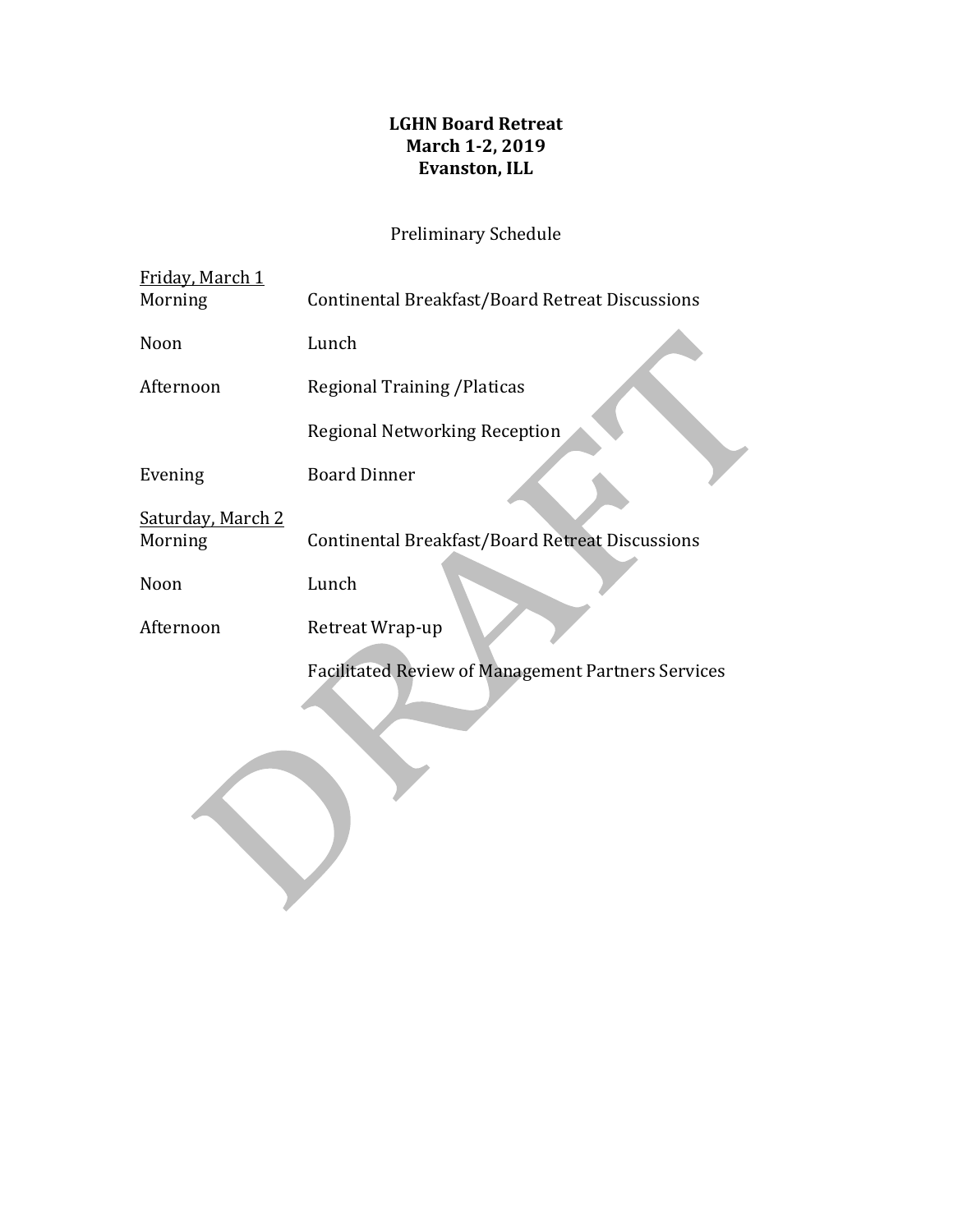**LGHN Board Retreat**
**March 1-2, 2019**
**Evanston, ILL**

Preliminary Schedule

Friday, March 1

| | |
|---|---|
| Morning | Continental Breakfast/Board Retreat Discussions |
| Noon | Lunch |
| Afternoon | Regional Training /Platicas |
| | Regional Networking Reception |
| Evening | Board Dinner |

Saturday, March 2

| | |
|---|---|
| Morning | Continental Breakfast/Board Retreat Discussions |
| Noon | Lunch |
| Afternoon | Retreat Wrap-up |
| | Facilitated Review of Management Partners Services |

DRAFT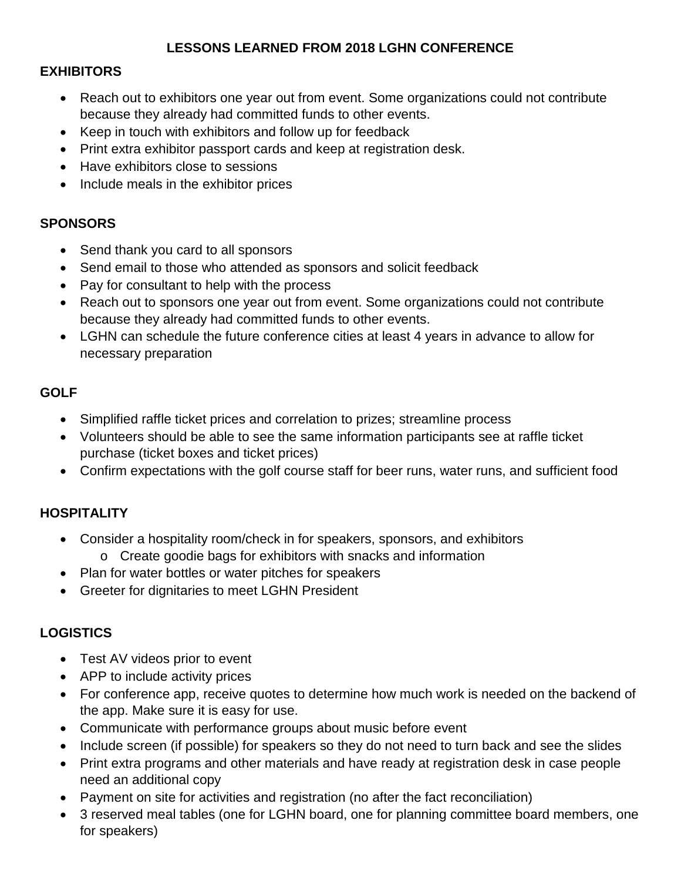# LESSONS LEARNED FROM 2018 LGHN CONFERENCE

## EXHIBITORS

- Reach out to exhibitors one year out from event. Some organizations could not contribute because they already had committed funds to other events.
- Keep in touch with exhibitors and follow up for feedback
- Print extra exhibitor passport cards and keep at registration desk.
- Have exhibitors close to sessions
- Include meals in the exhibitor prices

## SPONSORS

- Send thank you card to all sponsors
- Send email to those who attended as sponsors and solicit feedback
- Pay for consultant to help with the process
- Reach out to sponsors one year out from event. Some organizations could not contribute because they already had committed funds to other events.
- LGHN can schedule the future conference cities at least 4 years in advance to allow for necessary preparation

## GOLF

- Simplified raffle ticket prices and correlation to prizes; streamline process
- Volunteers should be able to see the same information participants see at raffle ticket purchase (ticket boxes and ticket prices)
- Confirm expectations with the golf course staff for beer runs, water runs, and sufficient food

## HOSPITALITY

- Consider a hospitality room/check in for speakers, sponsors, and exhibitors
  - Create goodie bags for exhibitors with snacks and information
- Plan for water bottles or water pitches for speakers
- Greeter for dignitaries to meet LGHN President

## LOGISTICS

- Test AV videos prior to event
- APP to include activity prices
- For conference app, receive quotes to determine how much work is needed on the backend of the app. Make sure it is easy for use.
- Communicate with performance groups about music before event
- Include screen (if possible) for speakers so they do not need to turn back and see the slides
- Print extra programs and other materials and have ready at registration desk in case people need an additional copy
- Payment on site for activities and registration (no after the fact reconciliation)
- 3 reserved meal tables (one for LGHN board, one for planning committee board members, one for speakers)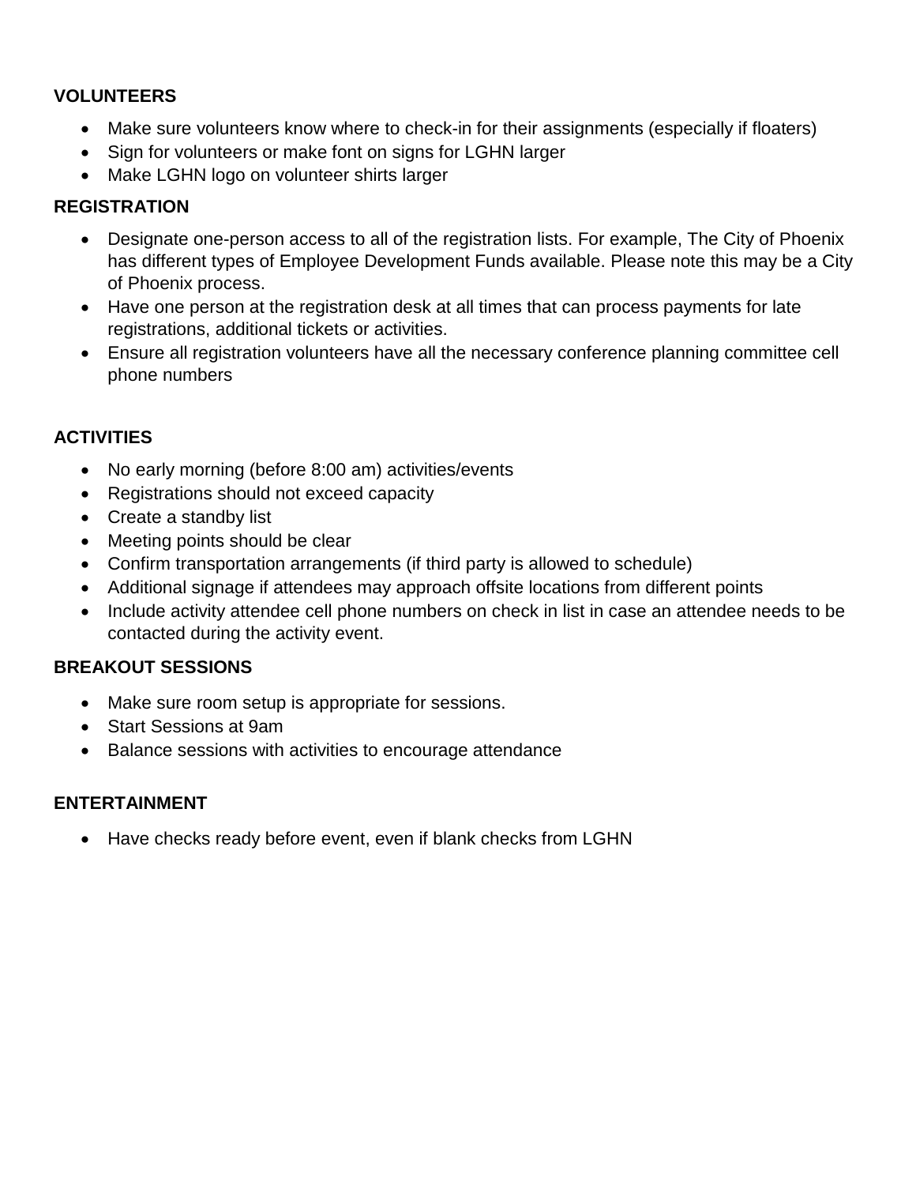**VOLUNTEERS**

- Make sure volunteers know where to check-in for their assignments (especially if floaters)
- Sign for volunteers or make font on signs for LGHN larger
- Make LGHN logo on volunteer shirts larger

**REGISTRATION**

- Designate one-person access to all of the registration lists. For example, The City of Phoenix has different types of Employee Development Funds available. Please note this may be a City of Phoenix process.
- Have one person at the registration desk at all times that can process payments for late registrations, additional tickets or activities.
- Ensure all registration volunteers have all the necessary conference planning committee cell phone numbers

**ACTIVITIES**

- No early morning (before 8:00 am) activities/events
- Registrations should not exceed capacity
- Create a standby list
- Meeting points should be clear
- Confirm transportation arrangements (if third party is allowed to schedule)
- Additional signage if attendees may approach offsite locations from different points
- Include activity attendee cell phone numbers on check in list in case an attendee needs to be contacted during the activity event.

**BREAKOUT SESSIONS**

- Make sure room setup is appropriate for sessions.
- Start Sessions at 9am
- Balance sessions with activities to encourage attendance

**ENTERTAINMENT**

- Have checks ready before event, even if blank checks from LGHN